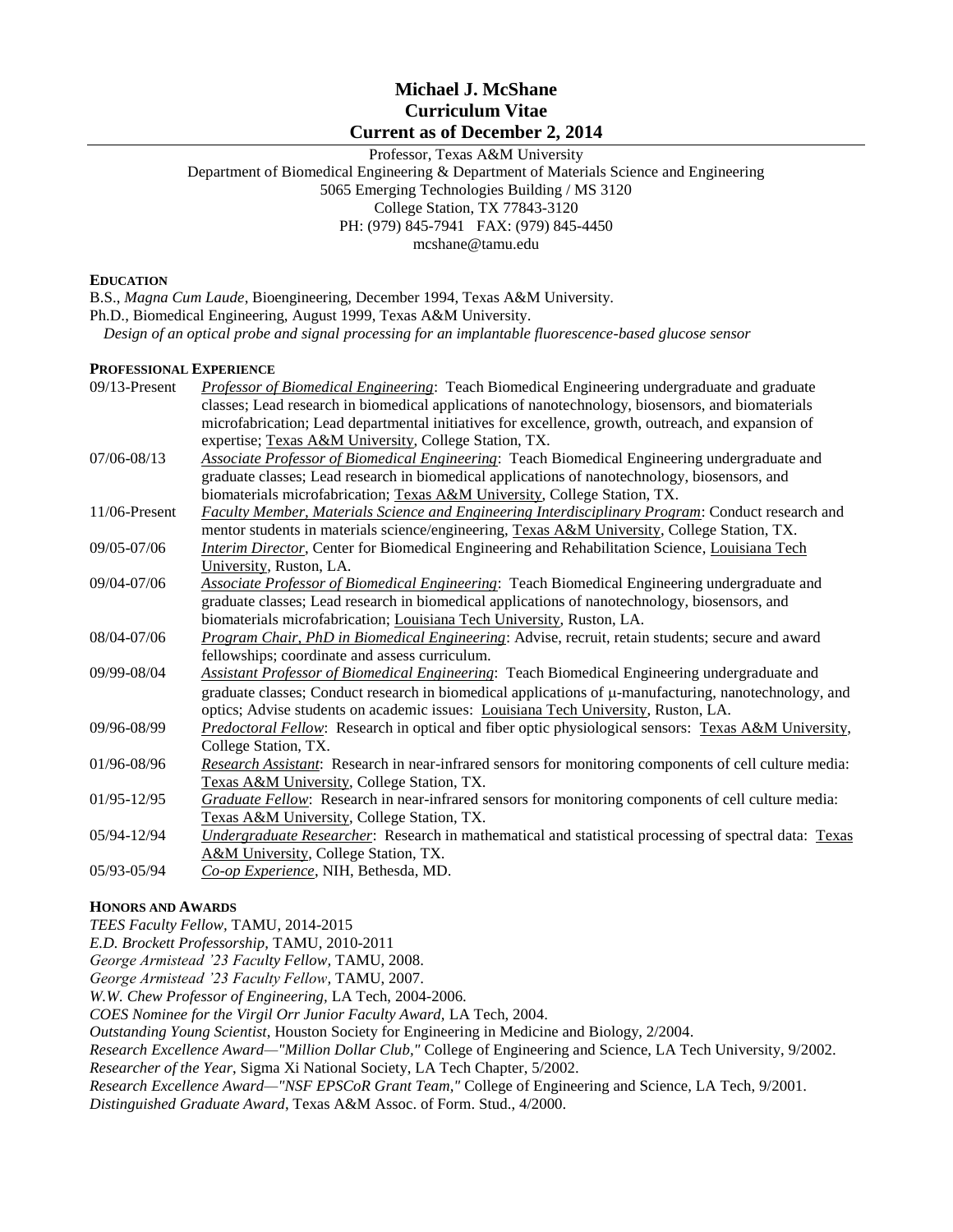# Michael J. McShane
# Curriculum Vitae
# Current as of December 2, 2014

Professor, Texas A&M University
Department of Biomedical Engineering & Department of Materials Science and Engineering
5065 Emerging Technologies Building / MS 3120
College Station, TX 77843-3120
PH: (979) 845-7941 FAX: (979) 845-4450
mcshane@tamu.edu

## EDUCATION

B.S., *Magna Cum Laude*, Bioengineering, December 1994, Texas A&M University.
Ph.D., Biomedical Engineering, August 1999, Texas A&M University.
*Design of an optical probe and signal processing for an implantable fluorescence-based glucose sensor*

## PROFESSIONAL EXPERIENCE

| | |
|---|---|
| 09/13-Present | *Professor of Biomedical Engineering*: Teach Biomedical Engineering undergraduate and graduate classes; Lead research in biomedical applications of nanotechnology, biosensors, and biomaterials microfabrication; Lead departmental initiatives for excellence, growth, outreach, and expansion of expertise; Texas A&M University, College Station, TX. |
| 07/06-08/13 | *Associate Professor of Biomedical Engineering*: Teach Biomedical Engineering undergraduate and graduate classes; Lead research in biomedical applications of nanotechnology, biosensors, and biomaterials microfabrication; Texas A&M University, College Station, TX. |
| 11/06-Present | *Faculty Member, Materials Science and Engineering Interdisciplinary Program*: Conduct research and mentor students in materials science/engineering, Texas A&M University, College Station, TX. |
| 09/05-07/06 | *Interim Director*, Center for Biomedical Engineering and Rehabilitation Science, Louisiana Tech University, Ruston, LA. |
| 09/04-07/06 | *Associate Professor of Biomedical Engineering*: Teach Biomedical Engineering undergraduate and graduate classes; Lead research in biomedical applications of nanotechnology, biosensors, and biomaterials microfabrication; Louisiana Tech University, Ruston, LA. |
| 08/04-07/06 | *Program Chair, PhD in Biomedical Engineering*: Advise, recruit, retain students; secure and award fellowships; coordinate and assess curriculum. |
| 09/99-08/04 | *Assistant Professor of Biomedical Engineering*: Teach Biomedical Engineering undergraduate and graduate classes; Conduct research in biomedical applications of μ-manufacturing, nanotechnology, and optics; Advise students on academic issues: Louisiana Tech University, Ruston, LA. |
| 09/96-08/99 | *Predoctoral Fellow*: Research in optical and fiber optic physiological sensors: Texas A&M University, College Station, TX. |
| 01/96-08/96 | *Research Assistant*: Research in near-infrared sensors for monitoring components of cell culture media: Texas A&M University, College Station, TX. |
| 01/95-12/95 | *Graduate Fellow*: Research in near-infrared sensors for monitoring components of cell culture media: Texas A&M University, College Station, TX. |
| 05/94-12/94 | *Undergraduate Researcher*: Research in mathematical and statistical processing of spectral data: Texas A&M University, College Station, TX. |
| 05/93-05/94 | *Co-op Experience*, NIH, Bethesda, MD. |

## HONORS AND AWARDS

*TEES Faculty Fellow*, TAMU, 2014-2015
*E.D. Brockett Professorship*, TAMU, 2010-2011
*George Armistead '23 Faculty Fellow*, TAMU, 2008.
*George Armistead '23 Faculty Fellow*, TAMU, 2007.
*W.W. Chew Professor of Engineering*, LA Tech, 2004-2006.
*COES Nominee for the Virgil Orr Junior Faculty Award*, LA Tech, 2004.
*Outstanding Young Scientist*, Houston Society for Engineering in Medicine and Biology, 2/2004.
*Research Excellence Award—"Million Dollar Club,"* College of Engineering and Science, LA Tech University, 9/2002.
*Researcher of the Year*, Sigma Xi National Society, LA Tech Chapter, 5/2002.
*Research Excellence Award—"NSF EPSCoR Grant Team,"* College of Engineering and Science, LA Tech, 9/2001.
*Distinguished Graduate Award*, Texas A&M Assoc. of Form. Stud., 4/2000.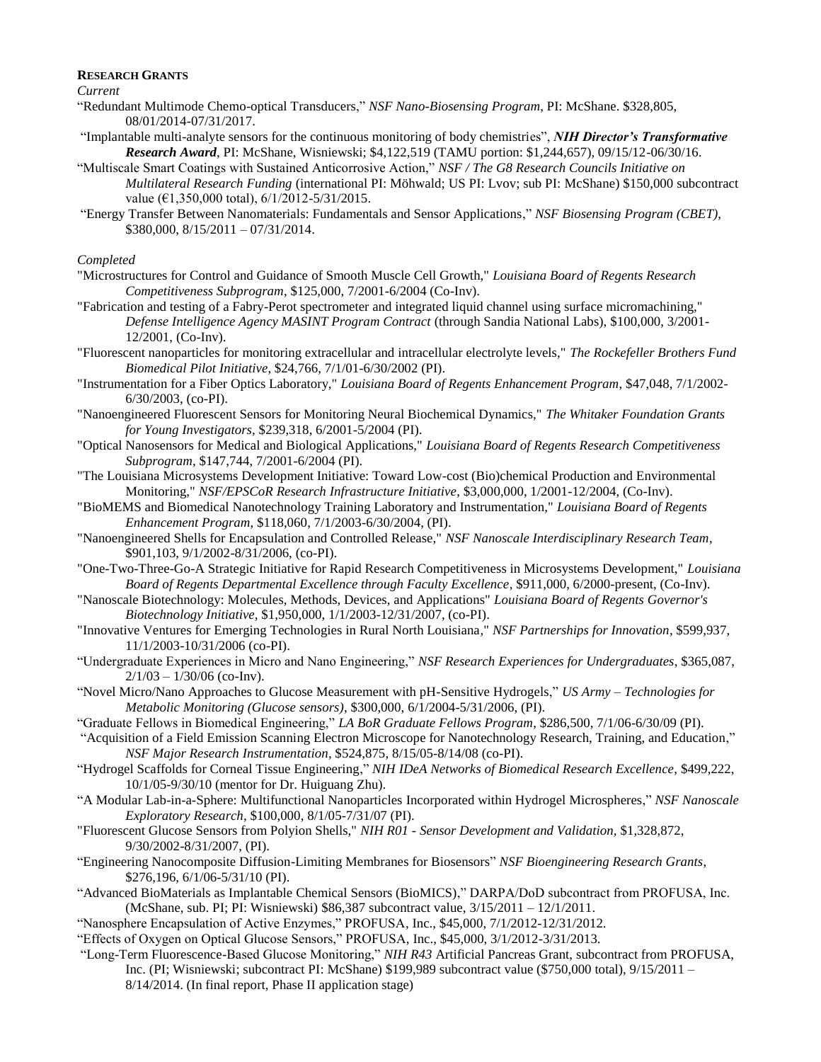**RESEARCH GRANTS**

*Current*

"Redundant Multimode Chemo-optical Transducers," *NSF Nano-Biosensing Program*, PI: McShane. $328,805, 08/01/2014-07/31/2017.

"Implantable multi-analyte sensors for the continuous monitoring of body chemistries", ***NIH Director's Transformative Research Award***, PI: McShane, Wisniewski; $4,122,519 (TAMU portion: $1,244,657), 09/15/12-06/30/16.

"Multiscale Smart Coatings with Sustained Anticorrosive Action," *NSF / The G8 Research Councils Initiative on Multilateral Research Funding* (international PI: Möhwald; US PI: Lvov; sub PI: McShane) $150,000 subcontract value (€1,350,000 total), 6/1/2012-5/31/2015.

"Energy Transfer Between Nanomaterials: Fundamentals and Sensor Applications," *NSF Biosensing Program (CBET)*, $380,000, 8/15/2011 – 07/31/2014.

*Completed*

"Microstructures for Control and Guidance of Smooth Muscle Cell Growth," *Louisiana Board of Regents Research Competitiveness Subprogram*, $125,000, 7/2001-6/2004 (Co-Inv).

"Fabrication and testing of a Fabry-Perot spectrometer and integrated liquid channel using surface micromachining," *Defense Intelligence Agency MASINT Program Contract* (through Sandia National Labs), $100,000, 3/2001-12/2001, (Co-Inv).

"Fluorescent nanoparticles for monitoring extracellular and intracellular electrolyte levels," *The Rockefeller Brothers Fund Biomedical Pilot Initiative*, $24,766, 7/1/01-6/30/2002 (PI).

"Instrumentation for a Fiber Optics Laboratory," *Louisiana Board of Regents Enhancement Program*, $47,048, 7/1/2002-6/30/2003, (co-PI).

"Nanoengineered Fluorescent Sensors for Monitoring Neural Biochemical Dynamics," *The Whitaker Foundation Grants for Young Investigators*, $239,318, 6/2001-5/2004 (PI).

"Optical Nanosensors for Medical and Biological Applications," *Louisiana Board of Regents Research Competitiveness Subprogram*, $147,744, 7/2001-6/2004 (PI).

"The Louisiana Microsystems Development Initiative: Toward Low-cost (Bio)chemical Production and Environmental Monitoring," *NSF/EPSCoR Research Infrastructure Initiative*, $3,000,000, 1/2001-12/2004, (Co-Inv).

"BioMEMS and Biomedical Nanotechnology Training Laboratory and Instrumentation," *Louisiana Board of Regents Enhancement Program*, $118,060, 7/1/2003-6/30/2004, (PI).

"Nanoengineered Shells for Encapsulation and Controlled Release," *NSF Nanoscale Interdisciplinary Research Team*, $901,103, 9/1/2002-8/31/2006, (co-PI).

"One-Two-Three-Go-A Strategic Initiative for Rapid Research Competitiveness in Microsystems Development," *Louisiana Board of Regents Departmental Excellence through Faculty Excellence*, $911,000, 6/2000-present, (Co-Inv).

"Nanoscale Biotechnology: Molecules, Methods, Devices, and Applications" *Louisiana Board of Regents Governor's Biotechnology Initiative*, $1,950,000, 1/1/2003-12/31/2007, (co-PI).

"Innovative Ventures for Emerging Technologies in Rural North Louisiana," *NSF Partnerships for Innovation*, $599,937, 11/1/2003-10/31/2006 (co-PI).

"Undergraduate Experiences in Micro and Nano Engineering," *NSF Research Experiences for Undergraduates*, $365,087, 2/1/03 – 1/30/06 (co-Inv).

"Novel Micro/Nano Approaches to Glucose Measurement with pH-Sensitive Hydrogels," *US Army – Technologies for Metabolic Monitoring (Glucose sensors)*, $300,000, 6/1/2004-5/31/2006, (PI).

"Graduate Fellows in Biomedical Engineering," *LA BoR Graduate Fellows Program*, $286,500, 7/1/06-6/30/09 (PI).

"Acquisition of a Field Emission Scanning Electron Microscope for Nanotechnology Research, Training, and Education," *NSF Major Research Instrumentation*, $524,875, 8/15/05-8/14/08 (co-PI).

"Hydrogel Scaffolds for Corneal Tissue Engineering," *NIH IDeA Networks of Biomedical Research Excellence*, $499,222, 10/1/05-9/30/10 (mentor for Dr. Huiguang Zhu).

"A Modular Lab-in-a-Sphere: Multifunctional Nanoparticles Incorporated within Hydrogel Microspheres," *NSF Nanoscale Exploratory Research*, $100,000, 8/1/05-7/31/07 (PI).

"Fluorescent Glucose Sensors from Polyion Shells," *NIH R01 - Sensor Development and Validation*, $1,328,872, 9/30/2002-8/31/2007, (PI).

"Engineering Nanocomposite Diffusion-Limiting Membranes for Biosensors" *NSF Bioengineering Research Grants*, $276,196, 6/1/06-5/31/10 (PI).

"Advanced BioMaterials as Implantable Chemical Sensors (BioMICS)," DARPA/DoD subcontract from PROFUSA, Inc. (McShane, sub. PI; PI: Wisniewski) $86,387 subcontract value, 3/15/2011 – 12/1/2011.

"Nanosphere Encapsulation of Active Enzymes," PROFUSA, Inc., $45,000, 7/1/2012-12/31/2012.

"Effects of Oxygen on Optical Glucose Sensors," PROFUSA, Inc., $45,000, 3/1/2012-3/31/2013.

"Long-Term Fluorescence-Based Glucose Monitoring," *NIH R43* Artificial Pancreas Grant, subcontract from PROFUSA, Inc. (PI; Wisniewski; subcontract PI: McShane) $199,989 subcontract value ($750,000 total), 9/15/2011 – 8/14/2014. (In final report, Phase II application stage)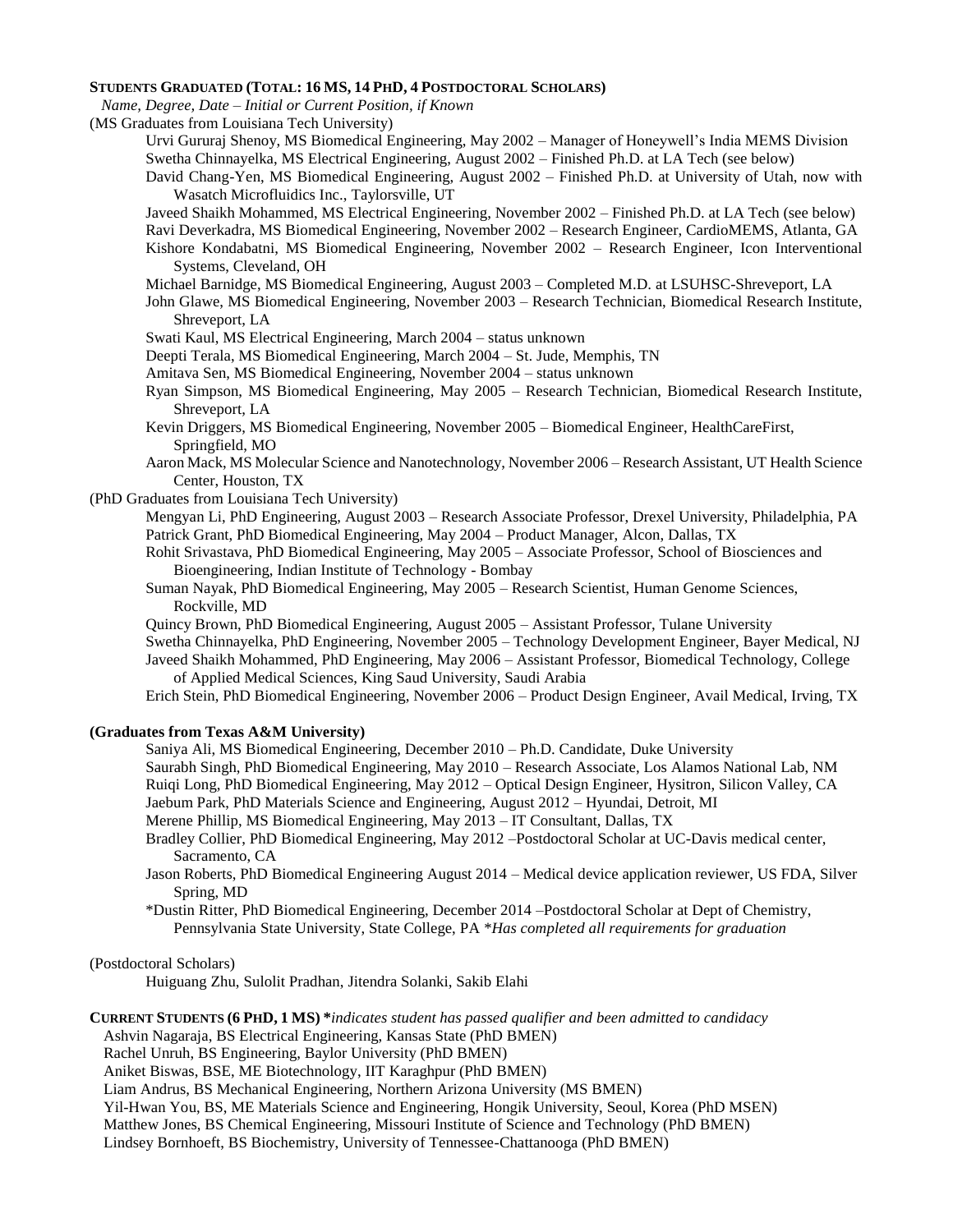**STUDENTS GRADUATED (TOTAL: 16 MS, 14 PHD, 4 POSTDOCTORAL SCHOLARS)**

*Name, Degree, Date – Initial or Current Position, if Known*

(MS Graduates from Louisiana Tech University)

- Urvi Gururaj Shenoy, MS Biomedical Engineering, May 2002 – Manager of Honeywell's India MEMS Division
- Swetha Chinnayelka, MS Electrical Engineering, August 2002 – Finished Ph.D. at LA Tech (see below)
- David Chang-Yen, MS Biomedical Engineering, August 2002 – Finished Ph.D. at University of Utah, now with Wasatch Microfluidics Inc., Taylorsville, UT
- Javeed Shaikh Mohammed, MS Electrical Engineering, November 2002 – Finished Ph.D. at LA Tech (see below)
- Ravi Deverkadra, MS Biomedical Engineering, November 2002 – Research Engineer, CardioMEMS, Atlanta, GA
- Kishore Kondabatni, MS Biomedical Engineering, November 2002 – Research Engineer, Icon Interventional Systems, Cleveland, OH
- Michael Barnidge, MS Biomedical Engineering, August 2003 – Completed M.D. at LSUHSC-Shreveport, LA
- John Glawe, MS Biomedical Engineering, November 2003 – Research Technician, Biomedical Research Institute, Shreveport, LA
- Swati Kaul, MS Electrical Engineering, March 2004 – status unknown
- Deepti Terala, MS Biomedical Engineering, March 2004 – St. Jude, Memphis, TN
- Amitava Sen, MS Biomedical Engineering, November 2004 – status unknown
- Ryan Simpson, MS Biomedical Engineering, May 2005 – Research Technician, Biomedical Research Institute, Shreveport, LA
- Kevin Driggers, MS Biomedical Engineering, November 2005 – Biomedical Engineer, HealthCareFirst, Springfield, MO
- Aaron Mack, MS Molecular Science and Nanotechnology, November 2006 – Research Assistant, UT Health Science Center, Houston, TX

(PhD Graduates from Louisiana Tech University)

- Mengyan Li, PhD Engineering, August 2003 – Research Associate Professor, Drexel University, Philadelphia, PA
- Patrick Grant, PhD Biomedical Engineering, May 2004 – Product Manager, Alcon, Dallas, TX
- Rohit Srivastava, PhD Biomedical Engineering, May 2005 – Associate Professor, School of Biosciences and Bioengineering, Indian Institute of Technology - Bombay
- Suman Nayak, PhD Biomedical Engineering, May 2005 – Research Scientist, Human Genome Sciences, Rockville, MD
- Quincy Brown, PhD Biomedical Engineering, August 2005 – Assistant Professor, Tulane University
- Swetha Chinnayelka, PhD Engineering, November 2005 – Technology Development Engineer, Bayer Medical, NJ
- Javeed Shaikh Mohammed, PhD Engineering, May 2006 – Assistant Professor, Biomedical Technology, College of Applied Medical Sciences, King Saud University, Saudi Arabia
- Erich Stein, PhD Biomedical Engineering, November 2006 – Product Design Engineer, Avail Medical, Irving, TX

**(Graduates from Texas A&M University)**

- Saniya Ali, MS Biomedical Engineering, December 2010 – Ph.D. Candidate, Duke University
- Saurabh Singh, PhD Biomedical Engineering, May 2010 – Research Associate, Los Alamos National Lab, NM
- Ruiqi Long, PhD Biomedical Engineering, May 2012 – Optical Design Engineer, Hysitron, Silicon Valley, CA
- Jaebum Park, PhD Materials Science and Engineering, August 2012 – Hyundai, Detroit, MI
- Merene Phillip, MS Biomedical Engineering, May 2013 – IT Consultant, Dallas, TX
- Bradley Collier, PhD Biomedical Engineering, May 2012 –Postdoctoral Scholar at UC-Davis medical center, Sacramento, CA
- Jason Roberts, PhD Biomedical Engineering August 2014 – Medical device application reviewer, US FDA, Silver Spring, MD
- *Dustin Ritter, PhD Biomedical Engineering, December 2014 –Postdoctoral Scholar at Dept of Chemistry, Pennsylvania State University, State College, PA *\*Has completed all requirements for graduation*

(Postdoctoral Scholars)

Huiguang Zhu, Sulolit Pradhan, Jitendra Solanki, Sakib Elahi

**CURRENT STUDENTS (6 PHD, 1 MS)** *\*indicates student has passed qualifier and been admitted to candidacy*

- Ashvin Nagaraja, BS Electrical Engineering, Kansas State (PhD BMEN)
- Rachel Unruh, BS Engineering, Baylor University (PhD BMEN)
- Aniket Biswas, BSE, ME Biotechnology, IIT Karaghpur (PhD BMEN)
- Liam Andrus, BS Mechanical Engineering, Northern Arizona University (MS BMEN)
- Yil-Hwan You, BS, ME Materials Science and Engineering, Hongik University, Seoul, Korea (PhD MSEN)
- Matthew Jones, BS Chemical Engineering, Missouri Institute of Science and Technology (PhD BMEN)
- Lindsey Bornhoeft, BS Biochemistry, University of Tennessee-Chattanooga (PhD BMEN)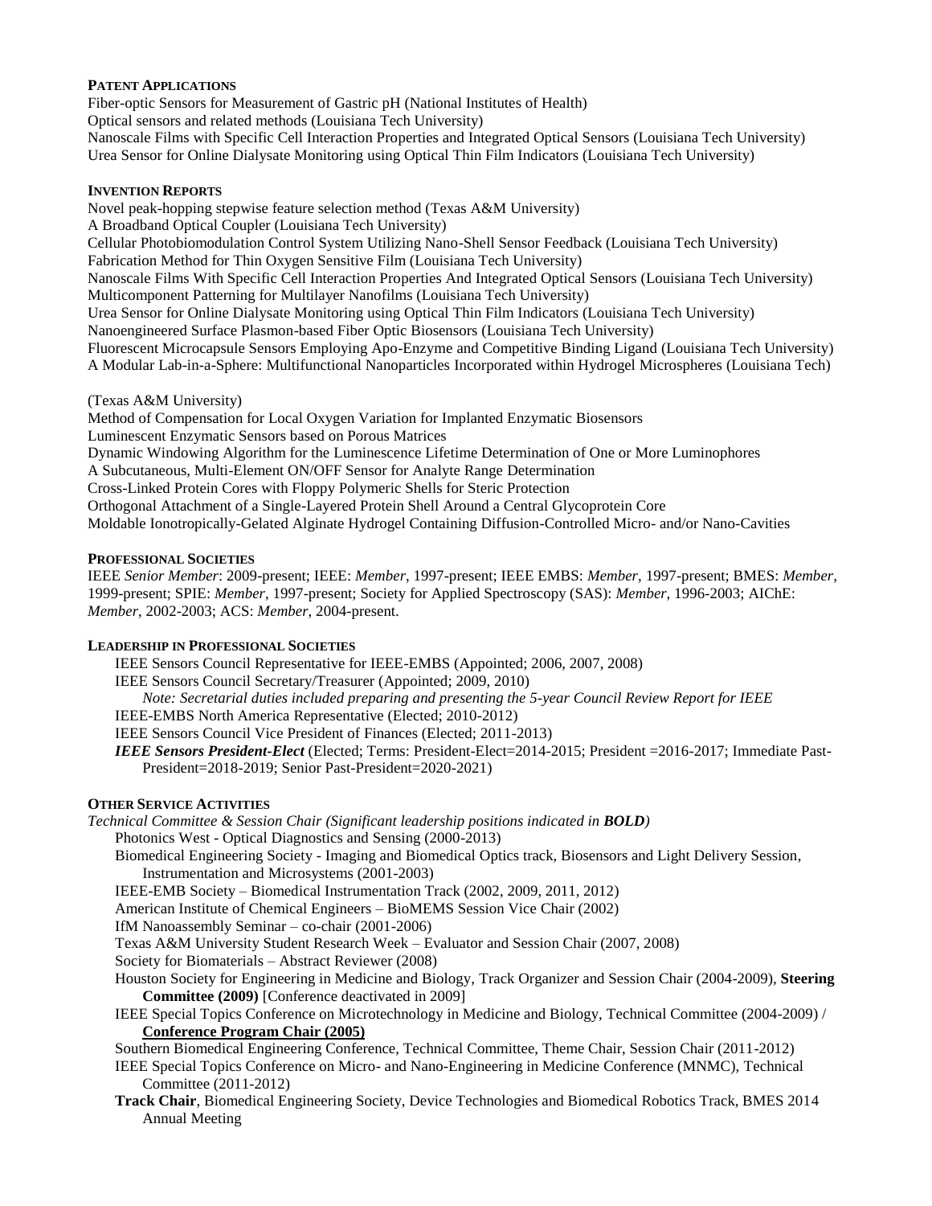#### PATENT APPLICATIONS

Fiber-optic Sensors for Measurement of Gastric pH (National Institutes of Health)
Optical sensors and related methods (Louisiana Tech University)
Nanoscale Films with Specific Cell Interaction Properties and Integrated Optical Sensors (Louisiana Tech University)
Urea Sensor for Online Dialysate Monitoring using Optical Thin Film Indicators (Louisiana Tech University)

#### INVENTION REPORTS

Novel peak-hopping stepwise feature selection method (Texas A&M University)
A Broadband Optical Coupler (Louisiana Tech University)
Cellular Photobiomodulation Control System Utilizing Nano-Shell Sensor Feedback (Louisiana Tech University)
Fabrication Method for Thin Oxygen Sensitive Film (Louisiana Tech University)
Nanoscale Films With Specific Cell Interaction Properties And Integrated Optical Sensors (Louisiana Tech University)
Multicomponent Patterning for Multilayer Nanofilms (Louisiana Tech University)
Urea Sensor for Online Dialysate Monitoring using Optical Thin Film Indicators (Louisiana Tech University)
Nanoengineered Surface Plasmon-based Fiber Optic Biosensors (Louisiana Tech University)
Fluorescent Microcapsule Sensors Employing Apo-Enzyme and Competitive Binding Ligand (Louisiana Tech University)
A Modular Lab-in-a-Sphere: Multifunctional Nanoparticles Incorporated within Hydrogel Microspheres (Louisiana Tech)

(Texas A&M University)
Method of Compensation for Local Oxygen Variation for Implanted Enzymatic Biosensors
Luminescent Enzymatic Sensors based on Porous Matrices
Dynamic Windowing Algorithm for the Luminescence Lifetime Determination of One or More Luminophores
A Subcutaneous, Multi-Element ON/OFF Sensor for Analyte Range Determination
Cross-Linked Protein Cores with Floppy Polymeric Shells for Steric Protection
Orthogonal Attachment of a Single-Layered Protein Shell Around a Central Glycoprotein Core
Moldable Ionotropically-Gelated Alginate Hydrogel Containing Diffusion-Controlled Micro- and/or Nano-Cavities

#### PROFESSIONAL SOCIETIES

IEEE *Senior Member*: 2009-present; IEEE: *Member*, 1997-present; IEEE EMBS: *Member*, 1997-present; BMES: *Member*, 1999-present; SPIE: *Member*, 1997-present; Society for Applied Spectroscopy (SAS): *Member*, 1996-2003; AIChE: *Member*, 2002-2003; ACS: *Member*, 2004-present.

#### LEADERSHIP IN PROFESSIONAL SOCIETIES

IEEE Sensors Council Representative for IEEE-EMBS (Appointed; 2006, 2007, 2008)
IEEE Sensors Council Secretary/Treasurer (Appointed; 2009, 2010)
*Note: Secretarial duties included preparing and presenting the 5-year Council Review Report for IEEE*
IEEE-EMBS North America Representative (Elected; 2010-2012)
IEEE Sensors Council Vice President of Finances (Elected; 2011-2013)
***IEEE Sensors President-Elect*** (Elected; Terms: President-Elect=2014-2015; President =2016-2017; Immediate Past-President=2018-2019; Senior Past-President=2020-2021)

#### OTHER SERVICE ACTIVITIES

*Technical Committee & Session Chair (Significant leadership positions indicated in **BOLD**)*

Photonics West - Optical Diagnostics and Sensing (2000-2013)
Biomedical Engineering Society - Imaging and Biomedical Optics track, Biosensors and Light Delivery Session, Instrumentation and Microsystems (2001-2003)
IEEE-EMB Society – Biomedical Instrumentation Track (2002, 2009, 2011, 2012)
American Institute of Chemical Engineers – BioMEMS Session Vice Chair (2002)
IfM Nanoassembly Seminar – co-chair (2001-2006)
Texas A&M University Student Research Week – Evaluator and Session Chair (2007, 2008)
Society for Biomaterials – Abstract Reviewer (2008)
Houston Society for Engineering in Medicine and Biology, Track Organizer and Session Chair (2004-2009), **Steering Committee (2009)** [Conference deactivated in 2009]
IEEE Special Topics Conference on Microtechnology in Medicine and Biology, Technical Committee (2004-2009) / **Conference Program Chair (2005)**
Southern Biomedical Engineering Conference, Technical Committee, Theme Chair, Session Chair (2011-2012)
IEEE Special Topics Conference on Micro- and Nano-Engineering in Medicine Conference (MNMC), Technical Committee (2011-2012)
**Track Chair**, Biomedical Engineering Society, Device Technologies and Biomedical Robotics Track, BMES 2014 Annual Meeting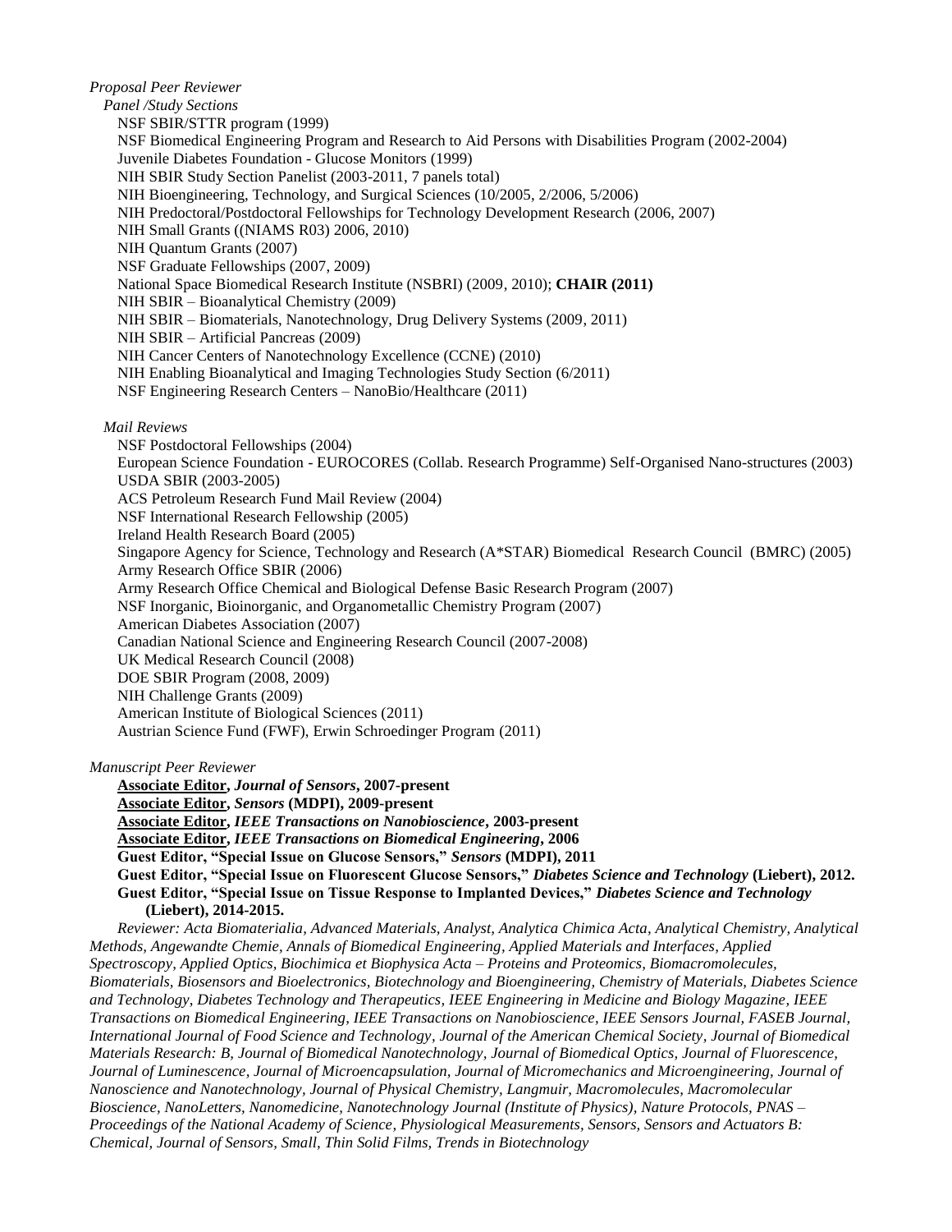*Proposal Peer Reviewer*

*Panel /Study Sections*

NSF SBIR/STTR program (1999)
NSF Biomedical Engineering Program and Research to Aid Persons with Disabilities Program (2002-2004)
Juvenile Diabetes Foundation - Glucose Monitors (1999)
NIH SBIR Study Section Panelist (2003-2011, 7 panels total)
NIH Bioengineering, Technology, and Surgical Sciences (10/2005, 2/2006, 5/2006)
NIH Predoctoral/Postdoctoral Fellowships for Technology Development Research (2006, 2007)
NIH Small Grants ((NIAMS R03) 2006, 2010)
NIH Quantum Grants (2007)
NSF Graduate Fellowships (2007, 2009)
National Space Biomedical Research Institute (NSBRI) (2009, 2010); **CHAIR (2011)**
NIH SBIR – Bioanalytical Chemistry (2009)
NIH SBIR – Biomaterials, Nanotechnology, Drug Delivery Systems (2009, 2011)
NIH SBIR – Artificial Pancreas (2009)
NIH Cancer Centers of Nanotechnology Excellence (CCNE) (2010)
NIH Enabling Bioanalytical and Imaging Technologies Study Section (6/2011)
NSF Engineering Research Centers – NanoBio/Healthcare (2011)

*Mail Reviews*

NSF Postdoctoral Fellowships (2004)
European Science Foundation - EUROCORES (Collab. Research Programme) Self-Organised Nano-structures (2003)
USDA SBIR (2003-2005)
ACS Petroleum Research Fund Mail Review (2004)
NSF International Research Fellowship (2005)
Ireland Health Research Board (2005)
Singapore Agency for Science, Technology and Research (A*STAR) Biomedical Research Council (BMRC) (2005)
Army Research Office SBIR (2006)
Army Research Office Chemical and Biological Defense Basic Research Program (2007)
NSF Inorganic, Bioinorganic, and Organometallic Chemistry Program (2007)
American Diabetes Association (2007)
Canadian National Science and Engineering Research Council (2007-2008)
UK Medical Research Council (2008)
DOE SBIR Program (2008, 2009)
NIH Challenge Grants (2009)
American Institute of Biological Sciences (2011)
Austrian Science Fund (FWF), Erwin Schroedinger Program (2011)

*Manuscript Peer Reviewer*

**<u>Associate Editor</u>, *Journal of Sensors*, 2007-present**
**<u>Associate Editor</u>, *Sensors* (MDPI), 2009-present**
**<u>Associate Editor</u>, *IEEE Transactions on Nanobioscience*, 2003-present**
**<u>Associate Editor</u>, *IEEE Transactions on Biomedical Engineering*, 2006**
**Guest Editor, "Special Issue on Glucose Sensors," *Sensors* (MDPI), 2011**
**Guest Editor, "Special Issue on Fluorescent Glucose Sensors," *Diabetes Science and Technology* (Liebert), 2012.**
**Guest Editor, "Special Issue on Tissue Response to Implanted Devices," *Diabetes Science and Technology* (Liebert), 2014-2015.**

*Reviewer: Acta Biomaterialia, Advanced Materials, Analyst, Analytica Chimica Acta, Analytical Chemistry, Analytical Methods, Angewandte Chemie, Annals of Biomedical Engineering, Applied Materials and Interfaces, Applied Spectroscopy, Applied Optics, Biochimica et Biophysica Acta – Proteins and Proteomics, Biomacromolecules, Biomaterials, Biosensors and Bioelectronics, Biotechnology and Bioengineering, Chemistry of Materials, Diabetes Science and Technology, Diabetes Technology and Therapeutics, IEEE Engineering in Medicine and Biology Magazine, IEEE Transactions on Biomedical Engineering, IEEE Transactions on Nanobioscience, IEEE Sensors Journal, FASEB Journal, International Journal of Food Science and Technology, Journal of the American Chemical Society, Journal of Biomedical Materials Research: B, Journal of Biomedical Nanotechnology, Journal of Biomedical Optics, Journal of Fluorescence, Journal of Luminescence, Journal of Microencapsulation, Journal of Micromechanics and Microengineering, Journal of Nanoscience and Nanotechnology, Journal of Physical Chemistry, Langmuir, Macromolecules, Macromolecular Bioscience, NanoLetters, Nanomedicine, Nanotechnology Journal (Institute of Physics), Nature Protocols, PNAS – Proceedings of the National Academy of Science, Physiological Measurements, Sensors, Sensors and Actuators B: Chemical, Journal of Sensors, Small, Thin Solid Films, Trends in Biotechnology*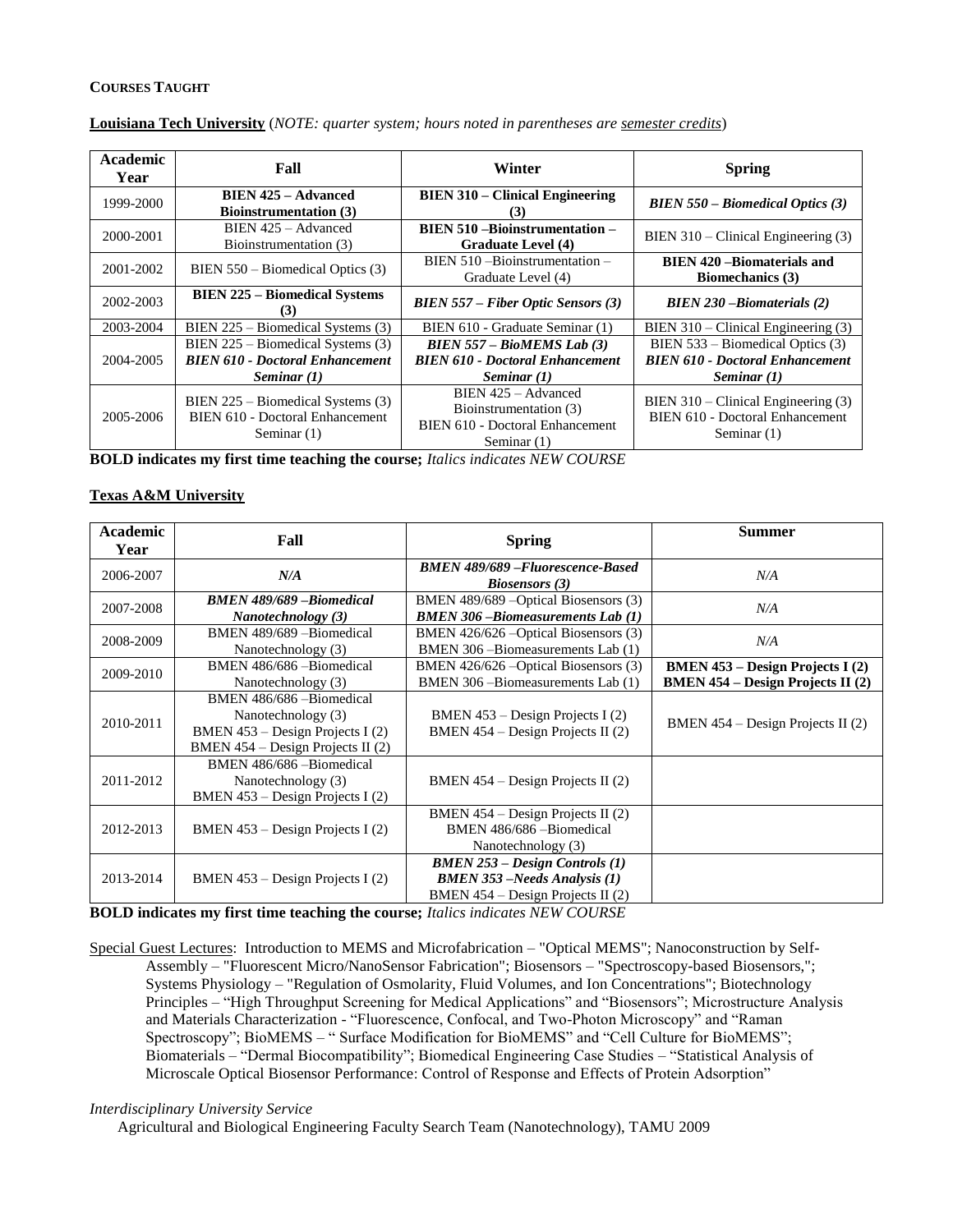**COURSES TAUGHT**

**Louisiana Tech University** (*NOTE: quarter system; hours noted in parentheses are semester credits*)

| Academic Year | Fall | Winter | Spring |
|---|---|---|---|
| 1999-2000 | **BIEN 425 – Advanced Bioinstrumentation (3)** | **BIEN 310 – Clinical Engineering (3)** | ***BIEN 550 – Biomedical Optics (3)*** |
| 2000-2001 | BIEN 425 – Advanced Bioinstrumentation (3) | **BIEN 510 –Bioinstrumentation – Graduate Level (4)** | BIEN 310 – Clinical Engineering (3) |
| 2001-2002 | BIEN 550 – Biomedical Optics (3) | BIEN 510 –Bioinstrumentation – Graduate Level (4) | **BIEN 420 –Biomaterials and Biomechanics (3)** |
| 2002-2003 | **BIEN 225 – Biomedical Systems (3)** | ***BIEN 557 – Fiber Optic Sensors (3)*** | ***BIEN 230 –Biomaterials (2)*** |
| 2003-2004 | BIEN 225 – Biomedical Systems (3) | BIEN 610 - Graduate Seminar (1) | BIEN 310 – Clinical Engineering (3) |
| 2004-2005 | BIEN 225 – Biomedical Systems (3) ***BIEN 610 - Doctoral Enhancement Seminar (1)*** | ***BIEN 557 – BioMEMS Lab (3)*** ***BIEN 610 - Doctoral Enhancement Seminar (1)*** | BIEN 533 – Biomedical Optics (3) ***BIEN 610 - Doctoral Enhancement Seminar (1)*** |
| 2005-2006 | BIEN 225 – Biomedical Systems (3) BIEN 610 - Doctoral Enhancement Seminar (1) | BIEN 425 – Advanced Bioinstrumentation (3) BIEN 610 - Doctoral Enhancement Seminar (1) | BIEN 310 – Clinical Engineering (3) BIEN 610 - Doctoral Enhancement Seminar (1) |

**BOLD indicates my first time teaching the course;** *Italics indicates NEW COURSE*

**Texas A&M University**

| Academic Year | Fall | Spring | Summer |
|---|---|---|---|
| 2006-2007 | *N/A* | ***BMEN 489/689 –Fluorescence-Based Biosensors (3)*** | *N/A* |
| 2007-2008 | ***BMEN 489/689 –Biomedical Nanotechnology (3)*** | BMEN 489/689 –Optical Biosensors (3) ***BMEN 306 –Biomeasurements Lab (1)*** | *N/A* |
| 2008-2009 | BMEN 489/689 –Biomedical Nanotechnology (3) | BMEN 426/626 –Optical Biosensors (3) BMEN 306 –Biomeasurements Lab (1) | *N/A* |
| 2009-2010 | BMEN 486/686 –Biomedical Nanotechnology (3) | BMEN 426/626 –Optical Biosensors (3) BMEN 306 –Biomeasurements Lab (1) | **BMEN 453 – Design Projects I (2)** **BMEN 454 – Design Projects II (2)** |
| 2010-2011 | BMEN 486/686 –Biomedical Nanotechnology (3) BMEN 453 – Design Projects I (2) BMEN 454 – Design Projects II (2) | BMEN 453 – Design Projects I (2) BMEN 454 – Design Projects II (2) | BMEN 454 – Design Projects II (2) |
| 2011-2012 | BMEN 486/686 –Biomedical Nanotechnology (3) BMEN 453 – Design Projects I (2) | BMEN 454 – Design Projects II (2) | |
| 2012-2013 | BMEN 453 – Design Projects I (2) | BMEN 454 – Design Projects II (2) BMEN 486/686 –Biomedical Nanotechnology (3) | |
| 2013-2014 | BMEN 453 – Design Projects I (2) | ***BMEN 253 – Design Controls (1)*** ***BMEN 353 –Needs Analysis (1)*** BMEN 454 – Design Projects II (2) | |

**BOLD indicates my first time teaching the course;** *Italics indicates NEW COURSE*

Special Guest Lectures: Introduction to MEMS and Microfabrication – "Optical MEMS"; Nanoconstruction by Self-Assembly – "Fluorescent Micro/NanoSensor Fabrication"; Biosensors – "Spectroscopy-based Biosensors,"; Systems Physiology – "Regulation of Osmolarity, Fluid Volumes, and Ion Concentrations"; Biotechnology Principles – "High Throughput Screening for Medical Applications" and "Biosensors"; Microstructure Analysis and Materials Characterization - "Fluorescence, Confocal, and Two-Photon Microscopy" and "Raman Spectroscopy"; BioMEMS – " Surface Modification for BioMEMS" and "Cell Culture for BioMEMS"; Biomaterials – "Dermal Biocompatibility"; Biomedical Engineering Case Studies – "Statistical Analysis of Microscale Optical Biosensor Performance: Control of Response and Effects of Protein Adsorption"

*Interdisciplinary University Service*

Agricultural and Biological Engineering Faculty Search Team (Nanotechnology), TAMU 2009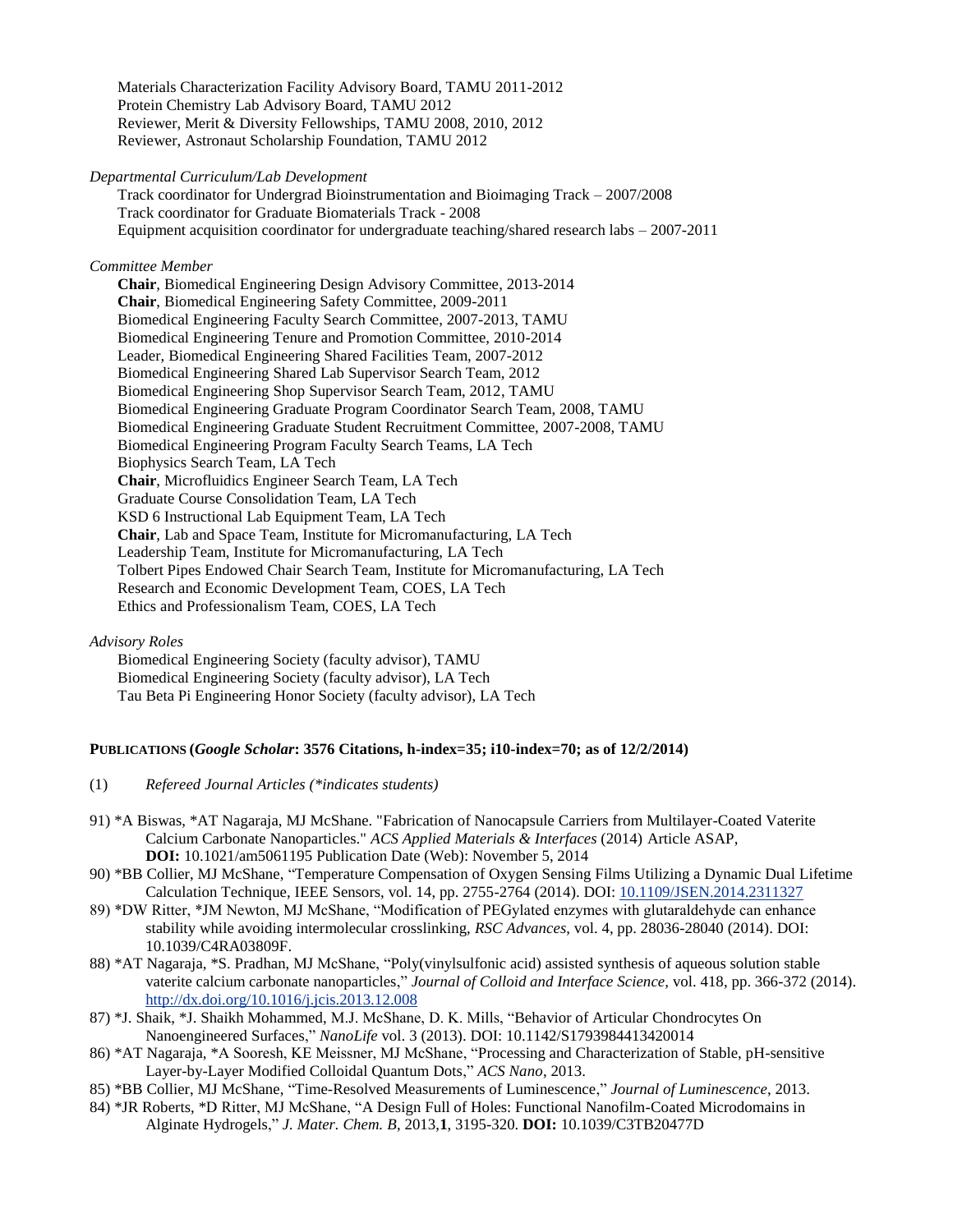Materials Characterization Facility Advisory Board, TAMU 2011-2012
Protein Chemistry Lab Advisory Board, TAMU 2012
Reviewer, Merit & Diversity Fellowships, TAMU 2008, 2010, 2012
Reviewer, Astronaut Scholarship Foundation, TAMU 2012

*Departmental Curriculum/Lab Development*

Track coordinator for Undergrad Bioinstrumentation and Bioimaging Track – 2007/2008
Track coordinator for Graduate Biomaterials Track - 2008
Equipment acquisition coordinator for undergraduate teaching/shared research labs – 2007-2011

*Committee Member*

**Chair**, Biomedical Engineering Design Advisory Committee, 2013-2014
**Chair**, Biomedical Engineering Safety Committee, 2009-2011
Biomedical Engineering Faculty Search Committee, 2007-2013, TAMU
Biomedical Engineering Tenure and Promotion Committee, 2010-2014
Leader, Biomedical Engineering Shared Facilities Team, 2007-2012
Biomedical Engineering Shared Lab Supervisor Search Team, 2012
Biomedical Engineering Shop Supervisor Search Team, 2012, TAMU
Biomedical Engineering Graduate Program Coordinator Search Team, 2008, TAMU
Biomedical Engineering Graduate Student Recruitment Committee, 2007-2008, TAMU
Biomedical Engineering Program Faculty Search Teams, LA Tech
Biophysics Search Team, LA Tech
**Chair**, Microfluidics Engineer Search Team, LA Tech
Graduate Course Consolidation Team, LA Tech
KSD 6 Instructional Lab Equipment Team, LA Tech
**Chair**, Lab and Space Team, Institute for Micromanufacturing, LA Tech
Leadership Team, Institute for Micromanufacturing, LA Tech
Tolbert Pipes Endowed Chair Search Team, Institute for Micromanufacturing, LA Tech
Research and Economic Development Team, COES, LA Tech
Ethics and Professionalism Team, COES, LA Tech

*Advisory Roles*

Biomedical Engineering Society (faculty advisor), TAMU
Biomedical Engineering Society (faculty advisor), LA Tech
Tau Beta Pi Engineering Honor Society (faculty advisor), LA Tech

**PUBLICATIONS (*Google Scholar*: 3576 Citations, h-index=35; i10-index=70; as of 12/2/2014)**

(1) *Refereed Journal Articles (*indicates students)*

91) *A Biswas, *AT Nagaraja, MJ McShane. "Fabrication of Nanocapsule Carriers from Multilayer-Coated Vaterite Calcium Carbonate Nanoparticles." *ACS Applied Materials & Interfaces* (2014) Article ASAP, **DOI:** 10.1021/am5061195 Publication Date (Web): November 5, 2014

90) *BB Collier, MJ McShane, "Temperature Compensation of Oxygen Sensing Films Utilizing a Dynamic Dual Lifetime Calculation Technique, IEEE Sensors, vol. 14, pp. 2755-2764 (2014). DOI: 10.1109/JSEN.2014.2311327

89) *DW Ritter, *JM Newton, MJ McShane, "Modification of PEGylated enzymes with glutaraldehyde can enhance stability while avoiding intermolecular crosslinking, *RSC Advances*, vol. 4, pp. 28036-28040 (2014). DOI: 10.1039/C4RA03809F.

88) *AT Nagaraja, *S. Pradhan, MJ McShane, "Poly(vinylsulfonic acid) assisted synthesis of aqueous solution stable vaterite calcium carbonate nanoparticles," *Journal of Colloid and Interface Science*, vol. 418, pp. 366-372 (2014). http://dx.doi.org/10.1016/j.jcis.2013.12.008

87) *J. Shaik, *J. Shaikh Mohammed, M.J. McShane, D. K. Mills, "Behavior of Articular Chondrocytes On Nanoengineered Surfaces," *NanoLife* vol. 3 (2013). DOI: 10.1142/S1793984413420014

86) *AT Nagaraja, *A Sooresh, KE Meissner, MJ McShane, "Processing and Characterization of Stable, pH-sensitive Layer-by-Layer Modified Colloidal Quantum Dots," *ACS Nano*, 2013.

85) *BB Collier, MJ McShane, "Time-Resolved Measurements of Luminescence," *Journal of Luminescence*, 2013.

84) *JR Roberts, *D Ritter, MJ McShane, "A Design Full of Holes: Functional Nanofilm-Coated Microdomains in Alginate Hydrogels," *J. Mater. Chem. B*, 2013,**1**, 3195-320. **DOI:** 10.1039/C3TB20477D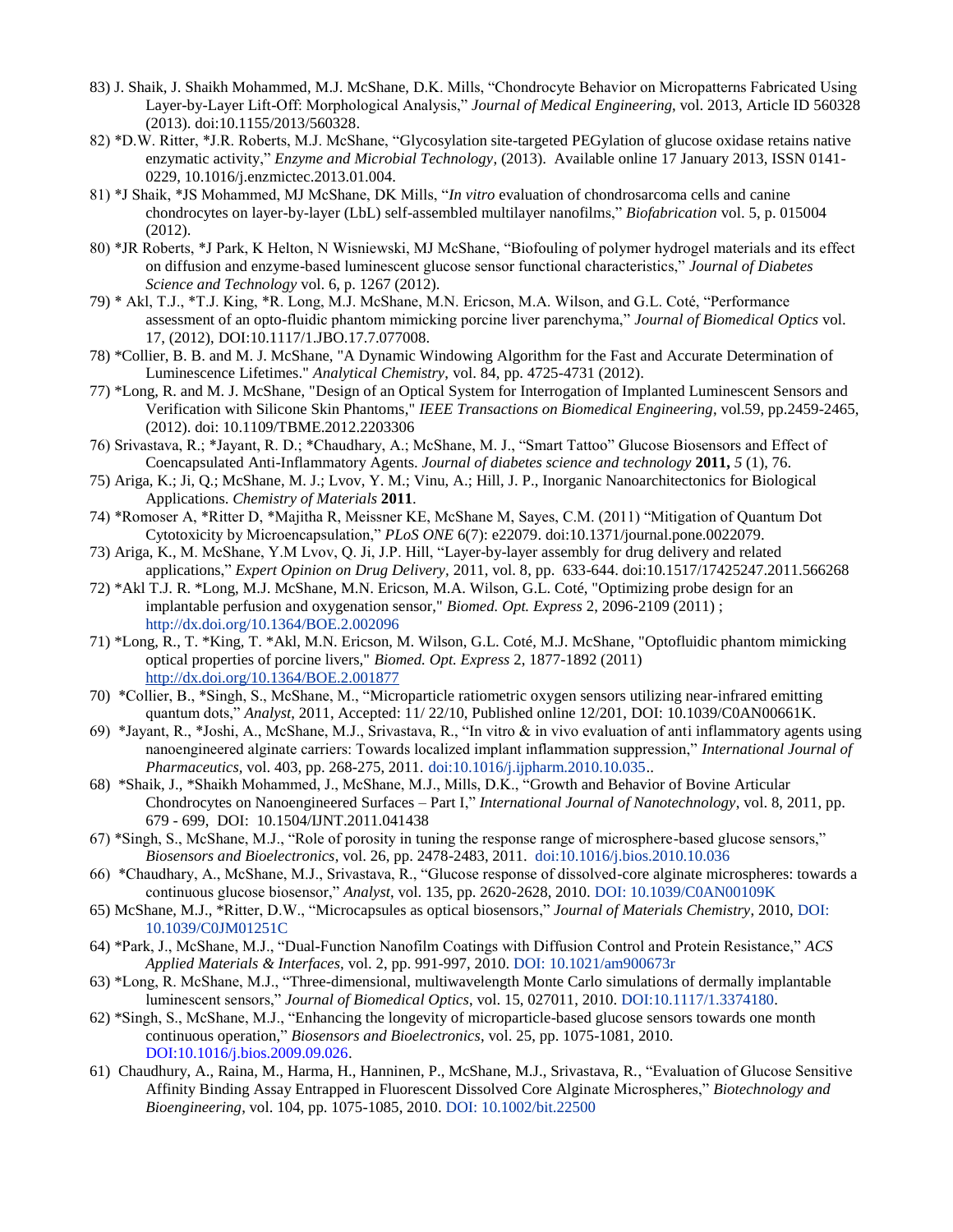83) J. Shaik, J. Shaikh Mohammed, M.J. McShane, D.K. Mills, "Chondrocyte Behavior on Micropatterns Fabricated Using Layer-by-Layer Lift-Off: Morphological Analysis," *Journal of Medical Engineering*, vol. 2013, Article ID 560328 (2013). doi:10.1155/2013/560328.

82) *D.W. Ritter, *J.R. Roberts, M.J. McShane, "Glycosylation site-targeted PEGylation of glucose oxidase retains native enzymatic activity," *Enzyme and Microbial Technology*, (2013). Available online 17 January 2013, ISSN 0141-0229, 10.1016/j.enzmictec.2013.01.004.

81) *J Shaik, *JS Mohammed, MJ McShane, DK Mills, "*In vitro* evaluation of chondrosarcoma cells and canine chondrocytes on layer-by-layer (LbL) self-assembled multilayer nanofilms," *Biofabrication* vol. 5, p. 015004 (2012).

80) *JR Roberts, *J Park, K Helton, N Wisniewski, MJ McShane, "Biofouling of polymer hydrogel materials and its effect on diffusion and enzyme-based luminescent glucose sensor functional characteristics," *Journal of Diabetes Science and Technology* vol. 6, p. 1267 (2012).

79) * Akl, T.J., *T.J. King, *R. Long, M.J. McShane, M.N. Ericson, M.A. Wilson, and G.L. Coté, "Performance assessment of an opto-fluidic phantom mimicking porcine liver parenchyma," *Journal of Biomedical Optics* vol. 17, (2012), DOI:10.1117/1.JBO.17.7.077008.

78) *Collier, B. B. and M. J. McShane, "A Dynamic Windowing Algorithm for the Fast and Accurate Determination of Luminescence Lifetimes." *Analytical Chemistry*, vol. 84, pp. 4725-4731 (2012).

77) *Long, R. and M. J. McShane, "Design of an Optical System for Interrogation of Implanted Luminescent Sensors and Verification with Silicone Skin Phantoms," *IEEE Transactions on Biomedical Engineering*, vol.59, pp.2459-2465, (2012). doi: 10.1109/TBME.2012.2203306

76) Srivastava, R.; *Jayant, R. D.; *Chaudhary, A.; McShane, M. J., "Smart Tattoo" Glucose Biosensors and Effect of Coencapsulated Anti-Inflammatory Agents. *Journal of diabetes science and technology* **2011,** *5* (1), 76.

75) Ariga, K.; Ji, Q.; McShane, M. J.; Lvov, Y. M.; Vinu, A.; Hill, J. P., Inorganic Nanoarchitectonics for Biological Applications. *Chemistry of Materials* **2011**.

74) *Romoser A, *Ritter D, *Majitha R, Meissner KE, McShane M, Sayes, C.M. (2011) "Mitigation of Quantum Dot Cytotoxicity by Microencapsulation," *PLoS ONE* 6(7): e22079. doi:10.1371/journal.pone.0022079.

73) Ariga, K., M. McShane, Y.M Lvov, Q. Ji, J.P. Hill, "Layer-by-layer assembly for drug delivery and related applications," *Expert Opinion on Drug Delivery*, 2011, vol. 8, pp. 633-644. doi:10.1517/17425247.2011.566268

72) *Akl T.J. R. *Long, M.J. McShane, M.N. Ericson, M.A. Wilson, G.L. Coté, "Optimizing probe design for an implantable perfusion and oxygenation sensor," *Biomed. Opt. Express* 2, 2096-2109 (2011) ; http://dx.doi.org/10.1364/BOE.2.002096

71) *Long, R., T. *King, T. *Akl, M.N. Ericson, M. Wilson, G.L. Coté, M.J. McShane, "Optofluidic phantom mimicking optical properties of porcine livers," *Biomed. Opt. Express* 2, 1877-1892 (2011) http://dx.doi.org/10.1364/BOE.2.001877

70) *Collier, B., *Singh, S., McShane, M., "Microparticle ratiometric oxygen sensors utilizing near-infrared emitting quantum dots," *Analyst*, 2011, Accepted: 11/ 22/10, Published online 12/201, DOI: 10.1039/C0AN00661K.

69) *Jayant, R., *Joshi, A., McShane, M.J., Srivastava, R., "In vitro & in vivo evaluation of anti inflammatory agents using nanoengineered alginate carriers: Towards localized implant inflammation suppression," *International Journal of Pharmaceutics*, vol. 403, pp. 268-275, 2011. doi:10.1016/j.ijpharm.2010.10.035..

68) *Shaik, J., *Shaikh Mohammed, J., McShane, M.J., Mills, D.K., "Growth and Behavior of Bovine Articular Chondrocytes on Nanoengineered Surfaces – Part I," *International Journal of Nanotechnology*, vol. 8, 2011, pp. 679 - 699, DOI: 10.1504/IJNT.2011.041438

67) *Singh, S., McShane, M.J., "Role of porosity in tuning the response range of microsphere-based glucose sensors," *Biosensors and Bioelectronics*, vol. 26, pp. 2478-2483, 2011. doi:10.1016/j.bios.2010.10.036

66) *Chaudhary, A., McShane, M.J., Srivastava, R., "Glucose response of dissolved-core alginate microspheres: towards a continuous glucose biosensor," *Analyst*, vol. 135, pp. 2620-2628, 2010. DOI: 10.1039/C0AN00109K

65) McShane, M.J., *Ritter, D.W., "Microcapsules as optical biosensors," *Journal of Materials Chemistry*, 2010, DOI: 10.1039/C0JM01251C

64) *Park, J., McShane, M.J., "Dual-Function Nanofilm Coatings with Diffusion Control and Protein Resistance," *ACS Applied Materials & Interfaces*, vol. 2, pp. 991-997, 2010. DOI: 10.1021/am900673r

63) *Long, R. McShane, M.J., "Three-dimensional, multiwavelength Monte Carlo simulations of dermally implantable luminescent sensors," *Journal of Biomedical Optics*, vol. 15, 027011, 2010. DOI:10.1117/1.3374180.

62) *Singh, S., McShane, M.J., "Enhancing the longevity of microparticle-based glucose sensors towards one month continuous operation," *Biosensors and Bioelectronics*, vol. 25, pp. 1075-1081, 2010. DOI:10.1016/j.bios.2009.09.026.

61) Chaudhury, A., Raina, M., Harma, H., Hanninen, P., McShane, M.J., Srivastava, R., "Evaluation of Glucose Sensitive Affinity Binding Assay Entrapped in Fluorescent Dissolved Core Alginate Microspheres," *Biotechnology and Bioengineering*, vol. 104, pp. 1075-1085, 2010. DOI: 10.1002/bit.22500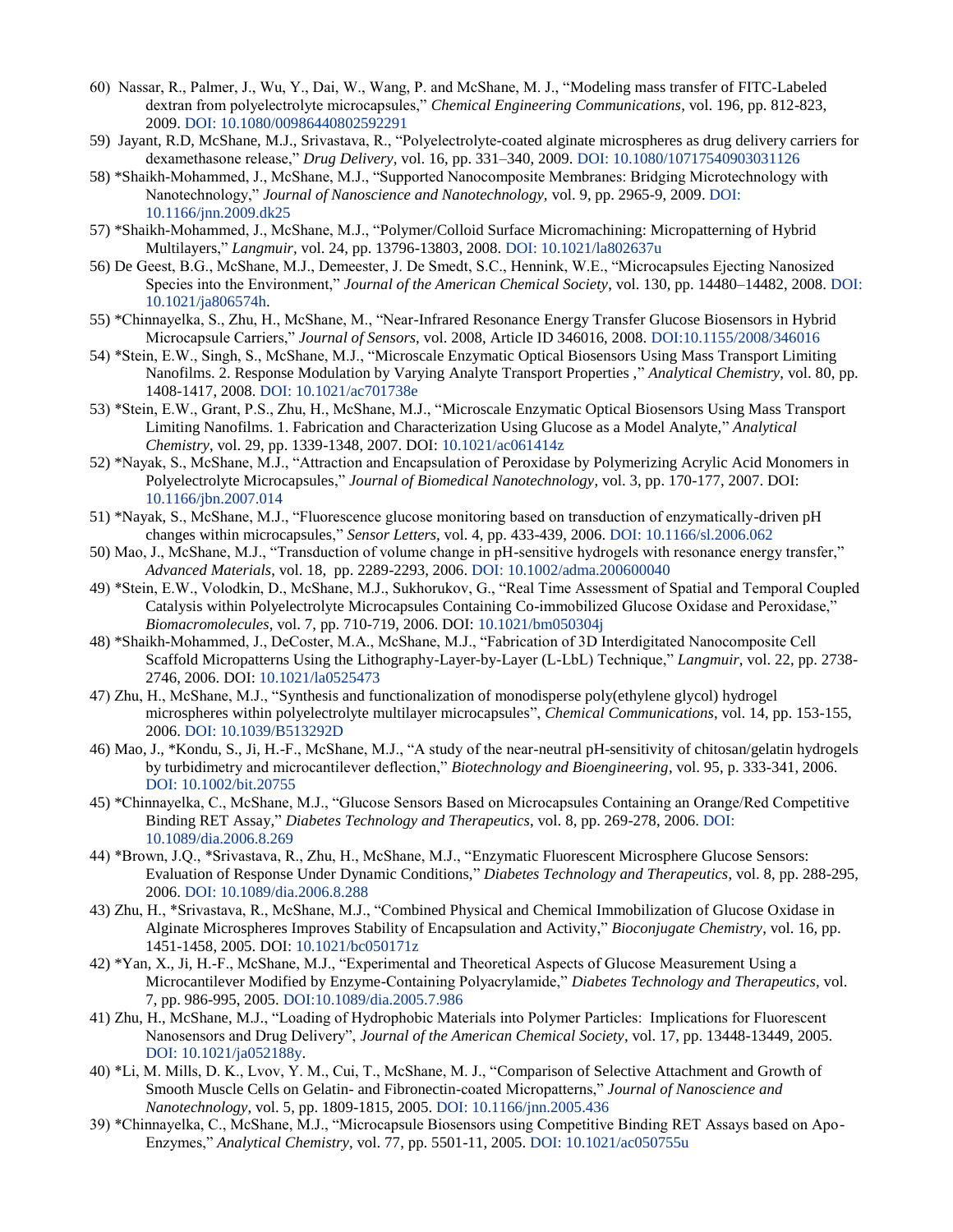60) Nassar, R., Palmer, J., Wu, Y., Dai, W., Wang, P. and McShane, M. J., "Modeling mass transfer of FITC-Labeled dextran from polyelectrolyte microcapsules," *Chemical Engineering Communications*, vol. 196, pp. 812-823, 2009. DOI: 10.1080/00986440802592291

59) Jayant, R.D, McShane, M.J., Srivastava, R., "Polyelectrolyte-coated alginate microspheres as drug delivery carriers for dexamethasone release," *Drug Delivery*, vol. 16, pp. 331–340, 2009. DOI: 10.1080/10717540903031126

58) *Shaikh-Mohammed, J., McShane, M.J., "Supported Nanocomposite Membranes: Bridging Microtechnology with Nanotechnology," *Journal of Nanoscience and Nanotechnology*, vol. 9, pp. 2965-9, 2009. DOI: 10.1166/jnn.2009.dk25

57) *Shaikh-Mohammed, J., McShane, M.J., "Polymer/Colloid Surface Micromachining: Micropatterning of Hybrid Multilayers," *Langmuir*, vol. 24, pp. 13796-13803, 2008. DOI: 10.1021/la802637u

56) De Geest, B.G., McShane, M.J., Demeester, J. De Smedt, S.C., Hennink, W.E., "Microcapsules Ejecting Nanosized Species into the Environment," *Journal of the American Chemical Society*, vol. 130, pp. 14480–14482, 2008. DOI: 10.1021/ja806574h.

55) *Chinnayelka, S., Zhu, H., McShane, M., "Near-Infrared Resonance Energy Transfer Glucose Biosensors in Hybrid Microcapsule Carriers," *Journal of Sensors*, vol. 2008, Article ID 346016, 2008. DOI:10.1155/2008/346016

54) *Stein, E.W., Singh, S., McShane, M.J., "Microscale Enzymatic Optical Biosensors Using Mass Transport Limiting Nanofilms. 2. Response Modulation by Varying Analyte Transport Properties ," *Analytical Chemistry*, vol. 80, pp. 1408-1417, 2008. DOI: 10.1021/ac701738e

53) *Stein, E.W., Grant, P.S., Zhu, H., McShane, M.J., "Microscale Enzymatic Optical Biosensors Using Mass Transport Limiting Nanofilms. 1. Fabrication and Characterization Using Glucose as a Model Analyte," *Analytical Chemistry*, vol. 29, pp. 1339-1348, 2007. DOI: 10.1021/ac061414z

52) *Nayak, S., McShane, M.J., "Attraction and Encapsulation of Peroxidase by Polymerizing Acrylic Acid Monomers in Polyelectrolyte Microcapsules," *Journal of Biomedical Nanotechnology*, vol. 3, pp. 170-177, 2007. DOI: 10.1166/jbn.2007.014

51) *Nayak, S., McShane, M.J., "Fluorescence glucose monitoring based on transduction of enzymatically-driven pH changes within microcapsules," *Sensor Letters*, vol. 4, pp. 433-439, 2006. DOI: 10.1166/sl.2006.062

50) Mao, J., McShane, M.J., "Transduction of volume change in pH-sensitive hydrogels with resonance energy transfer," *Advanced Materials*, vol. 18, pp. 2289-2293, 2006. DOI: 10.1002/adma.200600040

49) *Stein, E.W., Volodkin, D., McShane, M.J., Sukhorukov, G., "Real Time Assessment of Spatial and Temporal Coupled Catalysis within Polyelectrolyte Microcapsules Containing Co-immobilized Glucose Oxidase and Peroxidase," *Biomacromolecules*, vol. 7, pp. 710-719, 2006. DOI: 10.1021/bm050304j

48) *Shaikh-Mohammed, J., DeCoster, M.A., McShane, M.J., "Fabrication of 3D Interdigitated Nanocomposite Cell Scaffold Micropatterns Using the Lithography-Layer-by-Layer (L-LbL) Technique," *Langmuir*, vol. 22, pp. 2738-2746, 2006. DOI: 10.1021/la0525473

47) Zhu, H., McShane, M.J., "Synthesis and functionalization of monodisperse poly(ethylene glycol) hydrogel microspheres within polyelectrolyte multilayer microcapsules", *Chemical Communications*, vol. 14, pp. 153-155, 2006. DOI: 10.1039/B513292D

46) Mao, J., *Kondu, S., Ji, H.-F., McShane, M.J., "A study of the near-neutral pH-sensitivity of chitosan/gelatin hydrogels by turbidimetry and microcantilever deflection," *Biotechnology and Bioengineering*, vol. 95, p. 333-341, 2006. DOI: 10.1002/bit.20755

45) *Chinnayelka, C., McShane, M.J., "Glucose Sensors Based on Microcapsules Containing an Orange/Red Competitive Binding RET Assay," *Diabetes Technology and Therapeutics*, vol. 8, pp. 269-278, 2006. DOI: 10.1089/dia.2006.8.269

44) *Brown, J.Q., *Srivastava, R., Zhu, H., McShane, M.J., "Enzymatic Fluorescent Microsphere Glucose Sensors: Evaluation of Response Under Dynamic Conditions," *Diabetes Technology and Therapeutics*, vol. 8, pp. 288-295, 2006. DOI: 10.1089/dia.2006.8.288

43) Zhu, H., *Srivastava, R., McShane, M.J., "Combined Physical and Chemical Immobilization of Glucose Oxidase in Alginate Microspheres Improves Stability of Encapsulation and Activity," *Bioconjugate Chemistry*, vol. 16, pp. 1451-1458, 2005. DOI: 10.1021/bc050171z

42) *Yan, X., Ji, H.-F., McShane, M.J., "Experimental and Theoretical Aspects of Glucose Measurement Using a Microcantilever Modified by Enzyme-Containing Polyacrylamide," *Diabetes Technology and Therapeutics*, vol. 7, pp. 986-995, 2005. DOI:10.1089/dia.2005.7.986

41) Zhu, H., McShane, M.J., "Loading of Hydrophobic Materials into Polymer Particles: Implications for Fluorescent Nanosensors and Drug Delivery", *Journal of the American Chemical Society*, vol. 17, pp. 13448-13449, 2005. DOI: 10.1021/ja052188y.

40) *Li, M. Mills, D. K., Lvov, Y. M., Cui, T., McShane, M. J., "Comparison of Selective Attachment and Growth of Smooth Muscle Cells on Gelatin- and Fibronectin-coated Micropatterns," *Journal of Nanoscience and Nanotechnology*, vol. 5, pp. 1809-1815, 2005. DOI: 10.1166/jnn.2005.436

39) *Chinnayelka, C., McShane, M.J., "Microcapsule Biosensors using Competitive Binding RET Assays based on Apo-Enzymes," *Analytical Chemistry*, vol. 77, pp. 5501-11, 2005. DOI: 10.1021/ac050755u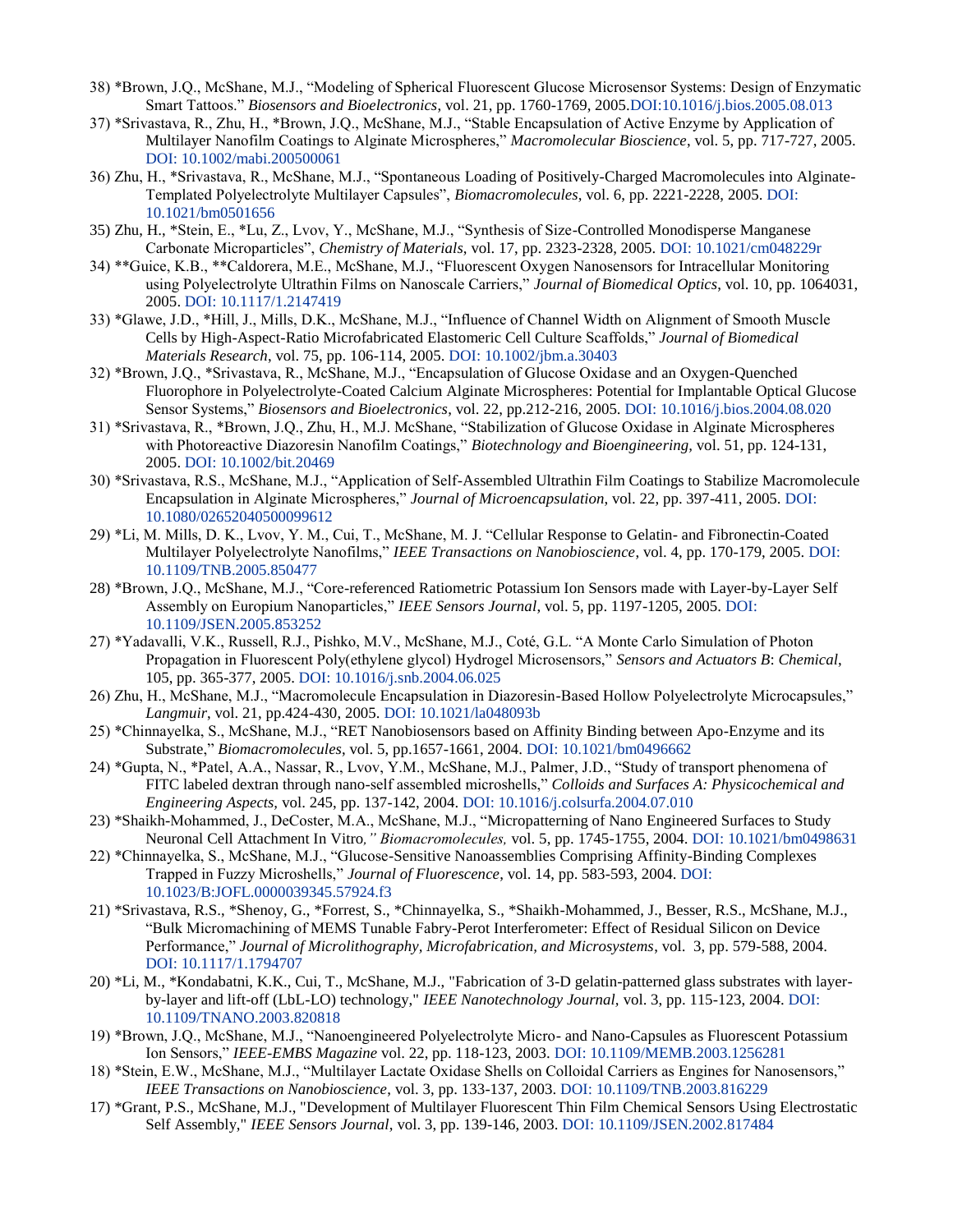38) *Brown, J.Q., McShane, M.J., "Modeling of Spherical Fluorescent Glucose Microsensor Systems: Design of Enzymatic Smart Tattoos." *Biosensors and Bioelectronics*, vol. 21, pp. 1760-1769, 2005.DOI:10.1016/j.bios.2005.08.013

37) *Srivastava, R., Zhu, H., *Brown, J.Q., McShane, M.J., "Stable Encapsulation of Active Enzyme by Application of Multilayer Nanofilm Coatings to Alginate Microspheres," *Macromolecular Bioscience*, vol. 5, pp. 717-727, 2005. DOI: 10.1002/mabi.200500061

36) Zhu, H., *Srivastava, R., McShane, M.J., "Spontaneous Loading of Positively-Charged Macromolecules into Alginate-Templated Polyelectrolyte Multilayer Capsules", *Biomacromolecules*, vol. 6, pp. 2221-2228, 2005. DOI: 10.1021/bm0501656

35) Zhu, H., *Stein, E., *Lu, Z., Lvov, Y., McShane, M.J., "Synthesis of Size-Controlled Monodisperse Manganese Carbonate Microparticles", *Chemistry of Materials*, vol. 17, pp. 2323-2328, 2005. DOI: 10.1021/cm048229r

34) **Guice, K.B., **Caldorera, M.E., McShane, M.J., "Fluorescent Oxygen Nanosensors for Intracellular Monitoring using Polyelectrolyte Ultrathin Films on Nanoscale Carriers," *Journal of Biomedical Optics*, vol. 10, pp. 1064031, 2005. DOI: 10.1117/1.2147419

33) *Glawe, J.D., *Hill, J., Mills, D.K., McShane, M.J., "Influence of Channel Width on Alignment of Smooth Muscle Cells by High-Aspect-Ratio Microfabricated Elastomeric Cell Culture Scaffolds," *Journal of Biomedical Materials Research*, vol. 75, pp. 106-114, 2005. DOI: 10.1002/jbm.a.30403

32) *Brown, J.Q., *Srivastava, R., McShane, M.J., "Encapsulation of Glucose Oxidase and an Oxygen-Quenched Fluorophore in Polyelectrolyte-Coated Calcium Alginate Microspheres: Potential for Implantable Optical Glucose Sensor Systems," *Biosensors and Bioelectronics*, vol. 22, pp.212-216, 2005. DOI: 10.1016/j.bios.2004.08.020

31) *Srivastava, R., *Brown, J.Q., Zhu, H., M.J. McShane, "Stabilization of Glucose Oxidase in Alginate Microspheres with Photoreactive Diazoresin Nanofilm Coatings," *Biotechnology and Bioengineering*, vol. 51, pp. 124-131, 2005. DOI: 10.1002/bit.20469

30) *Srivastava, R.S., McShane, M.J., "Application of Self-Assembled Ultrathin Film Coatings to Stabilize Macromolecule Encapsulation in Alginate Microspheres," *Journal of Microencapsulation*, vol. 22, pp. 397-411, 2005. DOI: 10.1080/02652040500099612

29) *Li, M. Mills, D. K., Lvov, Y. M., Cui, T., McShane, M. J. "Cellular Response to Gelatin- and Fibronectin-Coated Multilayer Polyelectrolyte Nanofilms," *IEEE Transactions on Nanobioscience*, vol. 4, pp. 170-179, 2005. DOI: 10.1109/TNB.2005.850477

28) *Brown, J.Q., McShane, M.J., "Core-referenced Ratiometric Potassium Ion Sensors made with Layer-by-Layer Self Assembly on Europium Nanoparticles," *IEEE Sensors Journal*, vol. 5, pp. 1197-1205, 2005. DOI: 10.1109/JSEN.2005.853252

27) *Yadavalli, V.K., Russell, R.J., Pishko, M.V., McShane, M.J., Coté, G.L. "A Monte Carlo Simulation of Photon Propagation in Fluorescent Poly(ethylene glycol) Hydrogel Microsensors," *Sensors and Actuators B*: *Chemical*, 105, pp. 365-377, 2005. DOI: 10.1016/j.snb.2004.06.025

26) Zhu, H., McShane, M.J., "Macromolecule Encapsulation in Diazoresin-Based Hollow Polyelectrolyte Microcapsules," *Langmuir*, vol. 21, pp.424-430, 2005. DOI: 10.1021/la048093b

25) *Chinnayelka, S., McShane, M.J., "RET Nanobiosensors based on Affinity Binding between Apo-Enzyme and its Substrate," *Biomacromolecules*, vol. 5, pp.1657-1661, 2004. DOI: 10.1021/bm0496662

24) *Gupta, N., *Patel, A.A., Nassar, R., Lvov, Y.M., McShane, M.J., Palmer, J.D., "Study of transport phenomena of FITC labeled dextran through nano-self assembled microshells," *Colloids and Surfaces A: Physicochemical and Engineering Aspects,* vol. 245, pp. 137-142, 2004. DOI: 10.1016/j.colsurfa.2004.07.010

23) *Shaikh-Mohammed, J., DeCoster, M.A., McShane, M.J., "Micropatterning of Nano Engineered Surfaces to Study Neuronal Cell Attachment In Vitro*," Biomacromolecules,* vol. 5, pp. 1745-1755, 2004. DOI: 10.1021/bm0498631

22) *Chinnayelka, S., McShane, M.J., "Glucose-Sensitive Nanoassemblies Comprising Affinity-Binding Complexes Trapped in Fuzzy Microshells," *Journal of Fluorescence*, vol. 14, pp. 583-593, 2004. DOI: 10.1023/B:JOFL.0000039345.57924.f3

21) *Srivastava, R.S., *Shenoy, G., *Forrest, S., *Chinnayelka, S., *Shaikh-Mohammed, J., Besser, R.S., McShane, M.J., "Bulk Micromachining of MEMS Tunable Fabry-Perot Interferometer: Effect of Residual Silicon on Device Performance," *Journal of Microlithography, Microfabrication, and Microsystems*, vol. 3, pp. 579-588, 2004. DOI: 10.1117/1.1794707

20) *Li, M., *Kondabatni, K.K., Cui, T., McShane, M.J., "Fabrication of 3-D gelatin-patterned glass substrates with layer-by-layer and lift-off (LbL-LO) technology," *IEEE Nanotechnology Journal*, vol. 3, pp. 115-123, 2004. DOI: 10.1109/TNANO.2003.820818

19) *Brown, J.Q., McShane, M.J., "Nanoengineered Polyelectrolyte Micro- and Nano-Capsules as Fluorescent Potassium Ion Sensors," *IEEE-EMBS Magazine* vol. 22, pp. 118-123, 2003. DOI: 10.1109/MEMB.2003.1256281

18) *Stein, E.W., McShane, M.J., "Multilayer Lactate Oxidase Shells on Colloidal Carriers as Engines for Nanosensors," *IEEE Transactions on Nanobioscience*, vol. 3, pp. 133-137, 2003. DOI: 10.1109/TNB.2003.816229

17) *Grant, P.S., McShane, M.J., "Development of Multilayer Fluorescent Thin Film Chemical Sensors Using Electrostatic Self Assembly," *IEEE Sensors Journal*, vol. 3, pp. 139-146, 2003. DOI: 10.1109/JSEN.2002.817484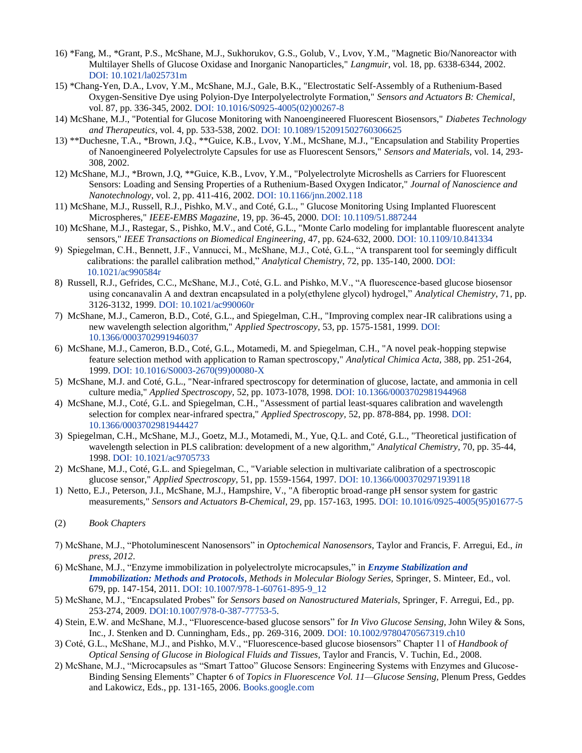16) *Fang, M., *Grant, P.S., McShane, M.J., Sukhorukov, G.S., Golub, V., Lvov, Y.M., "Magnetic Bio/Nanoreactor with Multilayer Shells of Glucose Oxidase and Inorganic Nanoparticles," *Langmuir*, vol. 18, pp. 6338-6344, 2002. DOI: 10.1021/la025731m

15) *Chang-Yen, D.A., Lvov, Y.M., McShane, M.J., Gale, B.K., "Electrostatic Self-Assembly of a Ruthenium-Based Oxygen-Sensitive Dye using Polyion-Dye Interpolyelectrolyte Formation," *Sensors and Actuators B: Chemical*, vol. 87, pp. 336-345, 2002. DOI: 10.1016/S0925-4005(02)00267-8

14) McShane, M.J., "Potential for Glucose Monitoring with Nanoengineered Fluorescent Biosensors," *Diabetes Technology and Therapeutics*, vol. 4, pp. 533-538, 2002. DOI: 10.1089/152091502760306625

13) **Duchesne, T.A., *Brown, J.Q., **Guice, K.B., Lvov, Y.M., McShane, M.J., "Encapsulation and Stability Properties of Nanoengineered Polyelectrolyte Capsules for use as Fluorescent Sensors," *Sensors and Materials*, vol. 14, 293-308, 2002.

12) McShane, M.J., *Brown, J.Q, **Guice, K.B., Lvov, Y.M., "Polyelectrolyte Microshells as Carriers for Fluorescent Sensors: Loading and Sensing Properties of a Ruthenium-Based Oxygen Indicator," *Journal of Nanoscience and Nanotechnology*, vol. 2, pp. 411-416, 2002. DOI: 10.1166/jnn.2002.118

11) McShane, M.J., Russell, R.J., Pishko, M.V., and Coté, G.L., " Glucose Monitoring Using Implanted Fluorescent Microspheres," *IEEE-EMBS Magazine*, 19, pp. 36-45, 2000. DOI: 10.1109/51.887244

10) McShane, M.J., Rastegar, S., Pishko, M.V., and Coté, G.L., "Monte Carlo modeling for implantable fluorescent analyte sensors," *IEEE Transactions on Biomedical Engineering,* 47, pp. 624-632, 2000. DOI: 10.1109/10.841334

9) Spiegelman, C.H., Bennett, J.F., Vannucci, M., McShane, M.J., Coté, G.L., "A transparent tool for seemingly difficult calibrations: the parallel calibration method," *Analytical Chemistry*, 72, pp. 135-140, 2000. DOI: 10.1021/ac990584r

8) Russell, R.J., Gefrides, C.C., McShane, M.J., Coté, G.L. and Pishko, M.V., "A fluorescence-based glucose biosensor using concanavalin A and dextran encapsulated in a poly(ethylene glycol) hydrogel," *Analytical Chemistry*, 71, pp. 3126-3132, 1999. DOI: 10.1021/ac990060r

7) McShane, M.J., Cameron, B.D., Coté, G.L., and Spiegelman, C.H., "Improving complex near-IR calibrations using a new wavelength selection algorithm," *Applied Spectroscopy*, 53, pp. 1575-1581, 1999. DOI: 10.1366/0003702991946037

6) McShane, M.J., Cameron, B.D., Coté, G.L., Motamedi, M. and Spiegelman, C.H., "A novel peak-hopping stepwise feature selection method with application to Raman spectroscopy," *Analytical Chimica Acta,* 388, pp. 251-264, 1999. DOI: 10.1016/S0003-2670(99)00080-X

5) McShane, M.J. and Coté, G.L., "Near-infrared spectroscopy for determination of glucose, lactate, and ammonia in cell culture media," *Applied Spectroscopy,* 52, pp. 1073-1078, 1998. DOI: 10.1366/0003702981944968

4) McShane, M.J., Coté, G.L. and Spiegelman, C.H., "Assessment of partial least-squares calibration and wavelength selection for complex near-infrared spectra," *Applied Spectroscopy,* 52, pp. 878-884, pp. 1998. DOI: 10.1366/0003702981944427

3) Spiegelman, C.H., McShane, M.J., Goetz, M.J., Motamedi, M., Yue, Q.L. and Coté, G.L., "Theoretical justification of wavelength selection in PLS calibration: development of a new algorithm," *Analytical Chemistry,* 70, pp. 35-44, 1998. DOI: 10.1021/ac9705733

2) McShane, M.J., Coté, G.L. and Spiegelman, C., "Variable selection in multivariate calibration of a spectroscopic glucose sensor," *Applied Spectroscopy,* 51, pp. 1559-1564, 1997. DOI: 10.1366/0003702971939118

1) Netto, E.J., Peterson, J.I., McShane, M.J., Hampshire, V., "A fiberoptic broad-range pH sensor system for gastric measurements," *Sensors and Actuators B-Chemical*, 29, pp. 157-163, 1995. DOI: 10.1016/0925-4005(95)01677-5

(2) *Book Chapters*

7) McShane, M.J., "Photoluminescent Nanosensors" in *Optochemical Nanosensors,* Taylor and Francis, F. Arregui, Ed., *in press, 2012*.

6) McShane, M.J., "Enzyme immobilization in polyelectrolyte microcapsules," in ***Enzyme Stabilization and Immobilization: Methods and Protocols****, Methods in Molecular Biology Series,* Springer, S. Minteer, Ed., vol. 679, pp. 147-154, 2011. DOI: 10.1007/978-1-60761-895-9_12

5) McShane, M.J., "Encapsulated Probes" for *Sensors based on Nanostructured Materials,* Springer, F. Arregui, Ed., pp. 253-274, 2009. DOI:10.1007/978-0-387-77753-5.

4) Stein, E.W. and McShane, M.J., "Fluorescence-based glucose sensors" for *In Vivo Glucose Sensing,* John Wiley & Sons, Inc., J. Stenken and D. Cunningham, Eds., pp. 269-316, 2009. DOI: 10.1002/9780470567319.ch10

3) Coté, G.L., McShane, M.J., and Pishko, M.V., "Fluorescence-based glucose biosensors" Chapter 11 of *Handbook of Optical Sensing of Glucose in Biological Fluids and Tissues,* Taylor and Francis, V. Tuchin, Ed., 2008.

2) McShane, M.J., "Microcapsules as "Smart Tattoo" Glucose Sensors: Engineering Systems with Enzymes and Glucose-Binding Sensing Elements" Chapter 6 of *Topics in Fluorescence Vol. 11—Glucose Sensing,* Plenum Press, Geddes and Lakowicz, Eds., pp. 131-165, 2006. Books.google.com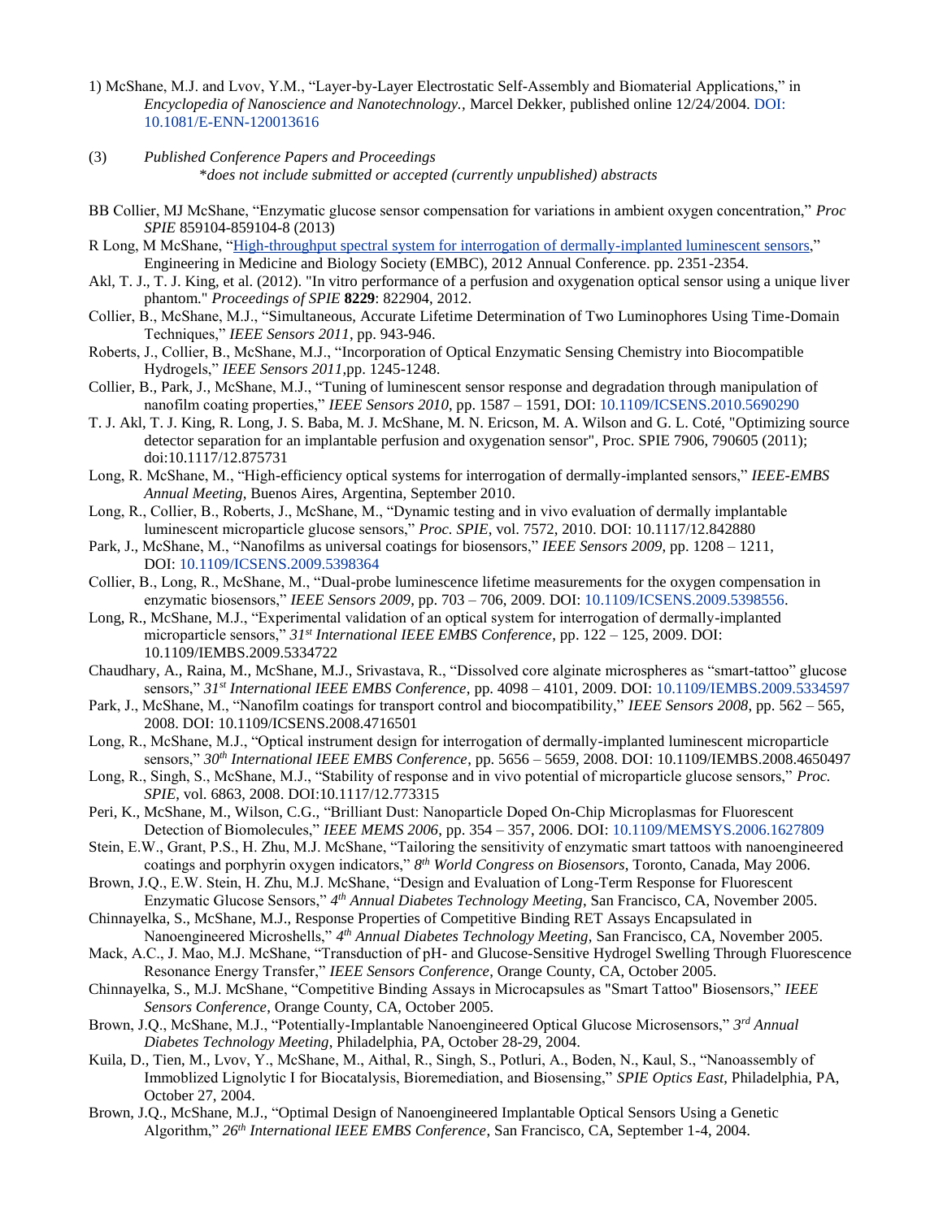1) McShane, M.J. and Lvov, Y.M., "Layer-by-Layer Electrostatic Self-Assembly and Biomaterial Applications," in *Encyclopedia of Nanoscience and Nanotechnology.*, Marcel Dekker, published online 12/24/2004. DOI: 10.1081/E-ENN-120013616

(3) *Published Conference Papers and Proceedings*
*\*does not include submitted or accepted (currently unpublished) abstracts*

BB Collier, MJ McShane, "Enzymatic glucose sensor compensation for variations in ambient oxygen concentration," *Proc SPIE* 859104-859104-8 (2013)

R Long, M McShane, "High-throughput spectral system for interrogation of dermally-implanted luminescent sensors," Engineering in Medicine and Biology Society (EMBC), 2012 Annual Conference. pp. 2351-2354.

Akl, T. J., T. J. King, et al. (2012). "In vitro performance of a perfusion and oxygenation optical sensor using a unique liver phantom." *Proceedings of SPIE* **8229**: 822904, 2012.

Collier, B., McShane, M.J., "Simultaneous, Accurate Lifetime Determination of Two Luminophores Using Time-Domain Techniques," *IEEE Sensors 2011*, pp. 943-946.

Roberts, J., Collier, B., McShane, M.J., "Incorporation of Optical Enzymatic Sensing Chemistry into Biocompatible Hydrogels," *IEEE Sensors 2011*,pp. 1245-1248.

Collier, B., Park, J., McShane, M.J., "Tuning of luminescent sensor response and degradation through manipulation of nanofilm coating properties," *IEEE Sensors 2010*, pp. 1587 – 1591, DOI: 10.1109/ICSENS.2010.5690290

T. J. Akl, T. J. King, R. Long, J. S. Baba, M. J. McShane, M. N. Ericson, M. A. Wilson and G. L. Coté, "Optimizing source detector separation for an implantable perfusion and oxygenation sensor", Proc. SPIE 7906, 790605 (2011); doi:10.1117/12.875731

Long, R. McShane, M., "High-efficiency optical systems for interrogation of dermally-implanted sensors," *IEEE-EMBS Annual Meeting*, Buenos Aires, Argentina, September 2010.

Long, R., Collier, B., Roberts, J., McShane, M., "Dynamic testing and in vivo evaluation of dermally implantable luminescent microparticle glucose sensors," *Proc. SPIE*, vol. 7572, 2010. DOI: 10.1117/12.842880

Park, J., McShane, M., "Nanofilms as universal coatings for biosensors," *IEEE Sensors 2009*, pp. 1208 – 1211, DOI: 10.1109/ICSENS.2009.5398364

Collier, B., Long, R., McShane, M., "Dual-probe luminescence lifetime measurements for the oxygen compensation in enzymatic biosensors," *IEEE Sensors 2009*, pp. 703 – 706, 2009. DOI: 10.1109/ICSENS.2009.5398556.

Long, R., McShane, M.J., "Experimental validation of an optical system for interrogation of dermally-implanted microparticle sensors," *31st International IEEE EMBS Conference*, pp. 122 – 125, 2009. DOI: 10.1109/IEMBS.2009.5334722

Chaudhary, A., Raina, M., McShane, M.J., Srivastava, R., "Dissolved core alginate microspheres as "smart-tattoo" glucose sensors," *31st International IEEE EMBS Conference*, pp. 4098 – 4101, 2009. DOI: 10.1109/IEMBS.2009.5334597

Park, J., McShane, M., "Nanofilm coatings for transport control and biocompatibility," *IEEE Sensors 2008*, pp. 562 – 565, 2008. DOI: 10.1109/ICSENS.2008.4716501

Long, R., McShane, M.J., "Optical instrument design for interrogation of dermally-implanted luminescent microparticle sensors," *30th International IEEE EMBS Conference*, pp. 5656 – 5659, 2008. DOI: 10.1109/IEMBS.2008.4650497

Long, R., Singh, S., McShane, M.J., "Stability of response and in vivo potential of microparticle glucose sensors," *Proc. SPIE*, vol. 6863, 2008. DOI:10.1117/12.773315

Peri, K., McShane, M., Wilson, C.G., "Brilliant Dust: Nanoparticle Doped On-Chip Microplasmas for Fluorescent Detection of Biomolecules," *IEEE MEMS 2006*, pp. 354 – 357, 2006. DOI: 10.1109/MEMSYS.2006.1627809

Stein, E.W., Grant, P.S., H. Zhu, M.J. McShane, "Tailoring the sensitivity of enzymatic smart tattoos with nanoengineered coatings and porphyrin oxygen indicators," *8th World Congress on Biosensors*, Toronto, Canada, May 2006.

Brown, J.Q., E.W. Stein, H. Zhu, M.J. McShane, "Design and Evaluation of Long-Term Response for Fluorescent Enzymatic Glucose Sensors," *4th Annual Diabetes Technology Meeting*, San Francisco, CA, November 2005.

Chinnayelka, S., McShane, M.J., Response Properties of Competitive Binding RET Assays Encapsulated in Nanoengineered Microshells," *4th Annual Diabetes Technology Meeting*, San Francisco, CA, November 2005.

Mack, A.C., J. Mao, M.J. McShane, "Transduction of pH- and Glucose-Sensitive Hydrogel Swelling Through Fluorescence Resonance Energy Transfer," *IEEE Sensors Conference*, Orange County, CA, October 2005.

Chinnayelka, S., M.J. McShane, "Competitive Binding Assays in Microcapsules as "Smart Tattoo" Biosensors," *IEEE Sensors Conference*, Orange County, CA, October 2005.

Brown, J.Q., McShane, M.J., "Potentially-Implantable Nanoengineered Optical Glucose Microsensors," *3rd Annual Diabetes Technology Meeting*, Philadelphia, PA, October 28-29, 2004.

Kuila, D., Tien, M., Lvov, Y., McShane, M., Aithal, R., Singh, S., Potluri, A., Boden, N., Kaul, S., "Nanoassembly of Immoblized Lignolytic I for Biocatalysis, Bioremediation, and Biosensing," *SPIE Optics East*, Philadelphia, PA, October 27, 2004.

Brown, J.Q., McShane, M.J., "Optimal Design of Nanoengineered Implantable Optical Sensors Using a Genetic Algorithm," *26th International IEEE EMBS Conference*, San Francisco, CA, September 1-4, 2004.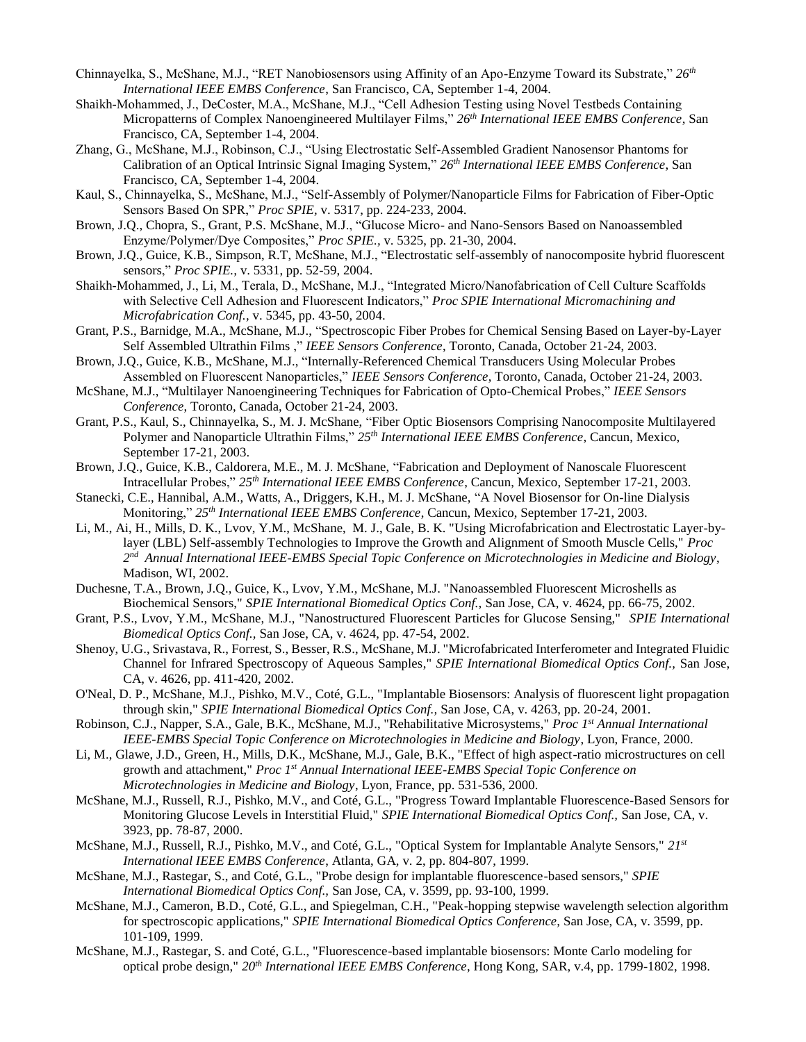Chinnayelka, S., McShane, M.J., "RET Nanobiosensors using Affinity of an Apo-Enzyme Toward its Substrate," *26th International IEEE EMBS Conference*, San Francisco, CA, September 1-4, 2004.

Shaikh-Mohammed, J., DeCoster, M.A., McShane, M.J., "Cell Adhesion Testing using Novel Testbeds Containing Micropatterns of Complex Nanoengineered Multilayer Films," *26th International IEEE EMBS Conference*, San Francisco, CA, September 1-4, 2004.

Zhang, G., McShane, M.J., Robinson, C.J., "Using Electrostatic Self-Assembled Gradient Nanosensor Phantoms for Calibration of an Optical Intrinsic Signal Imaging System," *26th International IEEE EMBS Conference*, San Francisco, CA, September 1-4, 2004.

Kaul, S., Chinnayelka, S., McShane, M.J., "Self-Assembly of Polymer/Nanoparticle Films for Fabrication of Fiber-Optic Sensors Based On SPR," *Proc SPIE*, v. 5317, pp. 224-233, 2004.

Brown, J.Q., Chopra, S., Grant, P.S. McShane, M.J., "Glucose Micro- and Nano-Sensors Based on Nanoassembled Enzyme/Polymer/Dye Composites," *Proc SPIE.*, v. 5325, pp. 21-30, 2004.

Brown, J.Q., Guice, K.B., Simpson, R.T, McShane, M.J., "Electrostatic self-assembly of nanocomposite hybrid fluorescent sensors," *Proc SPIE.*, v. 5331, pp. 52-59, 2004.

Shaikh-Mohammed, J., Li, M., Terala, D., McShane, M.J., "Integrated Micro/Nanofabrication of Cell Culture Scaffolds with Selective Cell Adhesion and Fluorescent Indicators," *Proc SPIE International Micromachining and Microfabrication Conf.*, v. 5345, pp. 43-50, 2004.

Grant, P.S., Barnidge, M.A., McShane, M.J., "Spectroscopic Fiber Probes for Chemical Sensing Based on Layer-by-Layer Self Assembled Ultrathin Films ," *IEEE Sensors Conference*, Toronto, Canada, October 21-24, 2003.

Brown, J.Q., Guice, K.B., McShane, M.J., "Internally-Referenced Chemical Transducers Using Molecular Probes Assembled on Fluorescent Nanoparticles," *IEEE Sensors Conference*, Toronto, Canada, October 21-24, 2003.

McShane, M.J., "Multilayer Nanoengineering Techniques for Fabrication of Opto-Chemical Probes," *IEEE Sensors Conference*, Toronto, Canada, October 21-24, 2003.

Grant, P.S., Kaul, S., Chinnayelka, S., M. J. McShane, "Fiber Optic Biosensors Comprising Nanocomposite Multilayered Polymer and Nanoparticle Ultrathin Films," *25th International IEEE EMBS Conference*, Cancun, Mexico, September 17-21, 2003.

Brown, J.Q., Guice, K.B., Caldorera, M.E., M. J. McShane, "Fabrication and Deployment of Nanoscale Fluorescent Intracellular Probes," *25th International IEEE EMBS Conference*, Cancun, Mexico, September 17-21, 2003.

Stanecki, C.E., Hannibal, A.M., Watts, A., Driggers, K.H., M. J. McShane, "A Novel Biosensor for On-line Dialysis Monitoring," *25th International IEEE EMBS Conference*, Cancun, Mexico, September 17-21, 2003.

Li, M., Ai, H., Mills, D. K., Lvov, Y.M., McShane, M. J., Gale, B. K. "Using Microfabrication and Electrostatic Layer-by-layer (LBL) Self-assembly Technologies to Improve the Growth and Alignment of Smooth Muscle Cells," *Proc 2nd Annual International IEEE-EMBS Special Topic Conference on Microtechnologies in Medicine and Biology*, Madison, WI, 2002.

Duchesne, T.A., Brown, J.Q., Guice, K., Lvov, Y.M., McShane, M.J. "Nanoassembled Fluorescent Microshells as Biochemical Sensors," *SPIE International Biomedical Optics Conf.,* San Jose, CA, v. 4624, pp. 66-75, 2002.

Grant, P.S., Lvov, Y.M., McShane, M.J., "Nanostructured Fluorescent Particles for Glucose Sensing," *SPIE International Biomedical Optics Conf.,* San Jose, CA, v. 4624, pp. 47-54, 2002.

Shenoy, U.G., Srivastava, R., Forrest, S., Besser, R.S., McShane, M.J. "Microfabricated Interferometer and Integrated Fluidic Channel for Infrared Spectroscopy of Aqueous Samples," *SPIE International Biomedical Optics Conf.,* San Jose, CA, v. 4626, pp. 411-420, 2002.

O'Neal, D. P., McShane, M.J., Pishko, M.V., Coté, G.L., "Implantable Biosensors: Analysis of fluorescent light propagation through skin," *SPIE International Biomedical Optics Conf.,* San Jose, CA, v. 4263, pp. 20-24, 2001.

Robinson, C.J., Napper, S.A., Gale, B.K., McShane, M.J., "Rehabilitative Microsystems," *Proc 1st Annual International IEEE-EMBS Special Topic Conference on Microtechnologies in Medicine and Biology*, Lyon, France, 2000.

Li, M., Glawe, J.D., Green, H., Mills, D.K., McShane, M.J., Gale, B.K., "Effect of high aspect-ratio microstructures on cell growth and attachment," *Proc 1st Annual International IEEE-EMBS Special Topic Conference on Microtechnologies in Medicine and Biology*, Lyon, France, pp. 531-536, 2000.

McShane, M.J., Russell, R.J., Pishko, M.V., and Coté, G.L., "Progress Toward Implantable Fluorescence-Based Sensors for Monitoring Glucose Levels in Interstitial Fluid," *SPIE International Biomedical Optics Conf.,* San Jose, CA, v. 3923, pp. 78-87, 2000.

McShane, M.J., Russell, R.J., Pishko, M.V., and Coté, G.L., "Optical System for Implantable Analyte Sensors," *21st International IEEE EMBS Conference*, Atlanta, GA, v. 2, pp. 804-807, 1999.

McShane, M.J., Rastegar, S., and Coté, G.L., "Probe design for implantable fluorescence-based sensors," *SPIE International Biomedical Optics Conf.,* San Jose, CA, v. 3599, pp. 93-100, 1999.

McShane, M.J., Cameron, B.D., Coté, G.L., and Spiegelman, C.H., "Peak-hopping stepwise wavelength selection algorithm for spectroscopic applications," *SPIE International Biomedical Optics Conference,* San Jose, CA, v. 3599, pp. 101-109, 1999.

McShane, M.J., Rastegar, S. and Coté, G.L., "Fluorescence-based implantable biosensors: Monte Carlo modeling for optical probe design," *20th International IEEE EMBS Conference*, Hong Kong, SAR, v.4, pp. 1799-1802, 1998.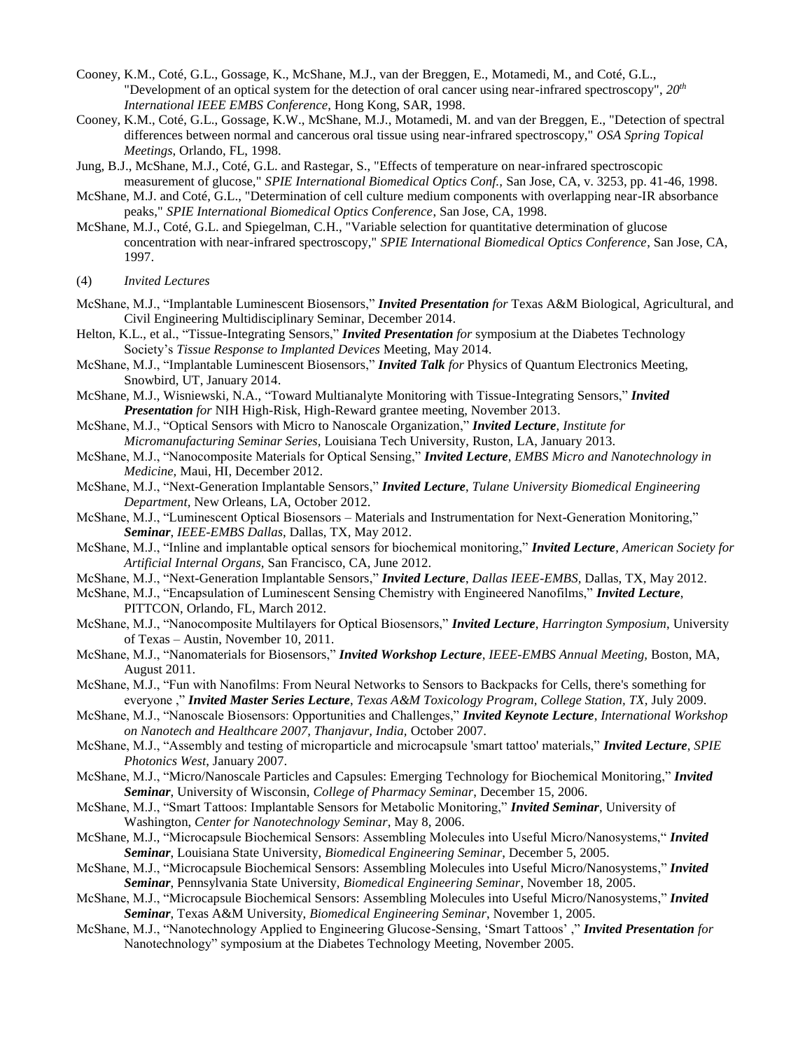Cooney, K.M., Coté, G.L., Gossage, K., McShane, M.J., van der Breggen, E., Motamedi, M., and Coté, G.L., "Development of an optical system for the detection of oral cancer using near-infrared spectroscopy", *20th International IEEE EMBS Conference*, Hong Kong, SAR, 1998.

Cooney, K.M., Coté, G.L., Gossage, K.W., McShane, M.J., Motamedi, M. and van der Breggen, E., "Detection of spectral differences between normal and cancerous oral tissue using near-infrared spectroscopy," *OSA Spring Topical Meetings*, Orlando, FL, 1998.

Jung, B.J., McShane, M.J., Coté, G.L. and Rastegar, S., "Effects of temperature on near-infrared spectroscopic measurement of glucose," *SPIE International Biomedical Optics Conf.*, San Jose, CA, v. 3253, pp. 41-46, 1998.

McShane, M.J. and Coté, G.L., "Determination of cell culture medium components with overlapping near-IR absorbance peaks," *SPIE International Biomedical Optics Conference*, San Jose, CA, 1998.

McShane, M.J., Coté, G.L. and Spiegelman, C.H., "Variable selection for quantitative determination of glucose concentration with near-infrared spectroscopy," *SPIE International Biomedical Optics Conference*, San Jose, CA, 1997.

(4) *Invited Lectures*

McShane, M.J., "Implantable Luminescent Biosensors," ***Invited Presentation** for* Texas A&M Biological, Agricultural, and Civil Engineering Multidisciplinary Seminar, December 2014.

Helton, K.L., et al., "Tissue-Integrating Sensors," ***Invited Presentation** for* symposium at the Diabetes Technology Society's *Tissue Response to Implanted Devices* Meeting, May 2014.

McShane, M.J., "Implantable Luminescent Biosensors," ***Invited Talk** for* Physics of Quantum Electronics Meeting, Snowbird, UT, January 2014.

McShane, M.J., Wisniewski, N.A., "Toward Multianalyte Monitoring with Tissue-Integrating Sensors," ***Invited Presentation** for* NIH High-Risk, High-Reward grantee meeting, November 2013.

McShane, M.J., "Optical Sensors with Micro to Nanoscale Organization," ***Invited Lecture**, Institute for Micromanufacturing Seminar Series,* Louisiana Tech University, Ruston, LA, January 2013.

McShane, M.J., "Nanocomposite Materials for Optical Sensing," ***Invited Lecture**, EMBS Micro and Nanotechnology in Medicine,* Maui, HI, December 2012.

McShane, M.J., "Next-Generation Implantable Sensors," ***Invited Lecture**, Tulane University Biomedical Engineering Department,* New Orleans, LA, October 2012.

McShane, M.J., "Luminescent Optical Biosensors – Materials and Instrumentation for Next-Generation Monitoring," ***Seminar**, IEEE-EMBS Dallas,* Dallas, TX, May 2012.

McShane, M.J., "Inline and implantable optical sensors for biochemical monitoring," ***Invited Lecture**, American Society for Artificial Internal Organs,* San Francisco, CA, June 2012.

McShane, M.J., "Next-Generation Implantable Sensors," ***Invited Lecture**, Dallas IEEE-EMBS,* Dallas, TX, May 2012.

McShane, M.J., "Encapsulation of Luminescent Sensing Chemistry with Engineered Nanofilms," ***Invited Lecture**,* PITTCON, Orlando, FL, March 2012.

McShane, M.J., "Nanocomposite Multilayers for Optical Biosensors," ***Invited Lecture**, Harrington Symposium*, University of Texas – Austin, November 10, 2011.

McShane, M.J., "Nanomaterials for Biosensors," ***Invited Workshop Lecture**, IEEE-EMBS Annual Meeting,* Boston, MA, August 2011.

McShane, M.J., "Fun with Nanofilms: From Neural Networks to Sensors to Backpacks for Cells, there's something for everyone ," ***Invited Master Series Lecture**, Texas A&M Toxicology Program, College Station, TX,* July 2009.

McShane, M.J., "Nanoscale Biosensors: Opportunities and Challenges," ***Invited Keynote Lecture**, International Workshop on Nanotech and Healthcare 2007, Thanjavur, India,* October 2007.

McShane, M.J., "Assembly and testing of microparticle and microcapsule 'smart tattoo' materials," ***Invited Lecture**, SPIE Photonics West*, January 2007.

McShane, M.J., "Micro/Nanoscale Particles and Capsules: Emerging Technology for Biochemical Monitoring," ***Invited Seminar***, University of Wisconsin, *College of Pharmacy Seminar*, December 15, 2006.

McShane, M.J., "Smart Tattoos: Implantable Sensors for Metabolic Monitoring," ***Invited Seminar***, University of Washington, *Center for Nanotechnology Seminar*, May 8, 2006.

McShane, M.J., "Microcapsule Biochemical Sensors: Assembling Molecules into Useful Micro/Nanosystems," ***Invited Seminar***, Louisiana State University, *Biomedical Engineering Seminar*, December 5, 2005.

McShane, M.J., "Microcapsule Biochemical Sensors: Assembling Molecules into Useful Micro/Nanosystems," ***Invited Seminar***, Pennsylvania State University, *Biomedical Engineering Seminar*, November 18, 2005.

McShane, M.J., "Microcapsule Biochemical Sensors: Assembling Molecules into Useful Micro/Nanosystems," ***Invited Seminar***, Texas A&M University, *Biomedical Engineering Seminar*, November 1, 2005.

McShane, M.J., "Nanotechnology Applied to Engineering Glucose-Sensing, 'Smart Tattoos' ," ***Invited Presentation** for* Nanotechnology" symposium at the Diabetes Technology Meeting, November 2005.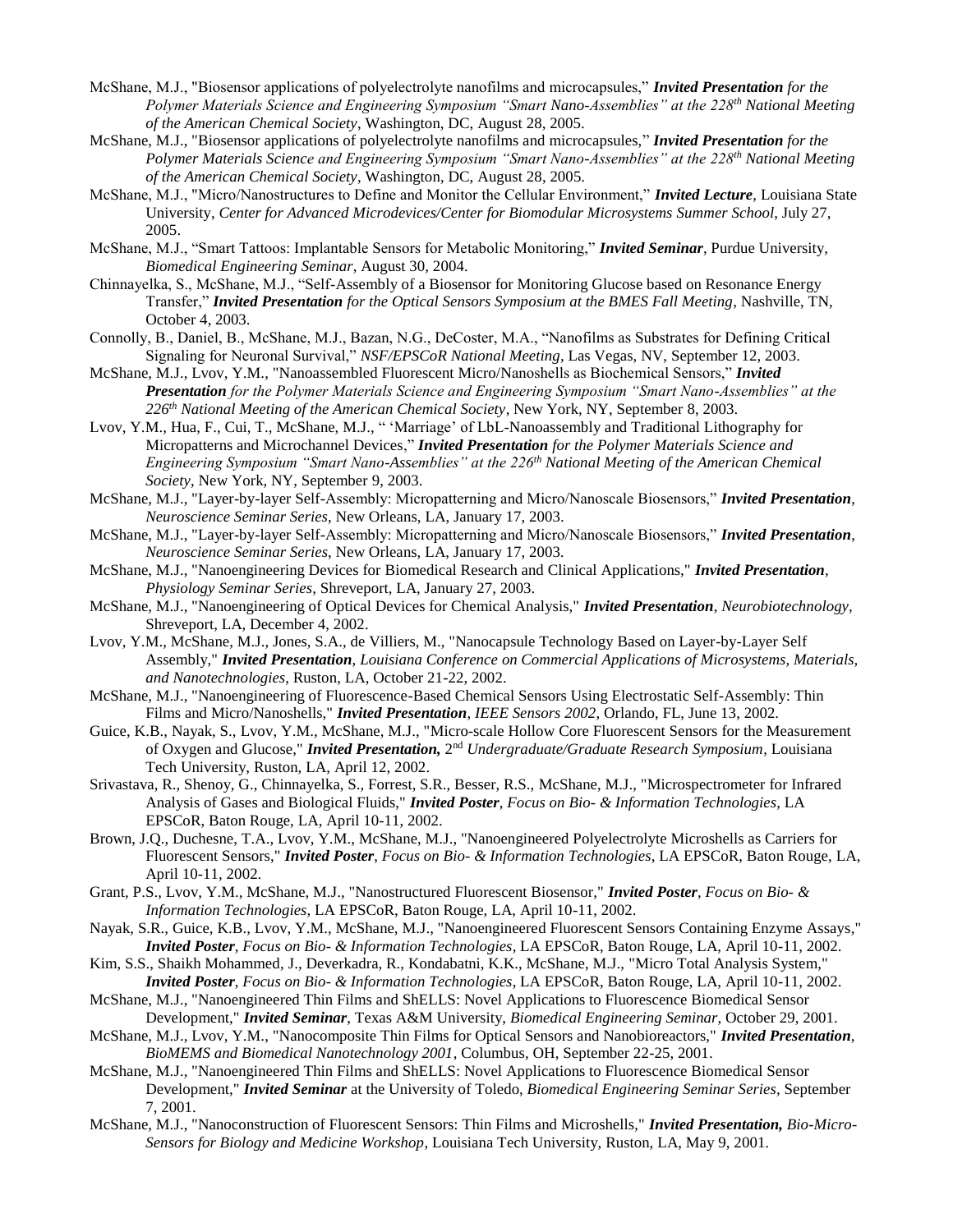McShane, M.J., "Biosensor applications of polyelectrolyte nanofilms and microcapsules," ***Invited Presentation*** *for the Polymer Materials Science and Engineering Symposium "Smart Nano-Assemblies" at the 228th National Meeting of the American Chemical Society*, Washington, DC, August 28, 2005.

McShane, M.J., "Biosensor applications of polyelectrolyte nanofilms and microcapsules," ***Invited Presentation*** *for the Polymer Materials Science and Engineering Symposium "Smart Nano-Assemblies" at the 228th National Meeting of the American Chemical Society*, Washington, DC, August 28, 2005.

McShane, M.J., "Micro/Nanostructures to Define and Monitor the Cellular Environment," ***Invited Lecture***, Louisiana State University, *Center for Advanced Microdevices/Center for Biomodular Microsystems Summer School*, July 27, 2005.

McShane, M.J., "Smart Tattoos: Implantable Sensors for Metabolic Monitoring," ***Invited Seminar***, Purdue University, *Biomedical Engineering Seminar*, August 30, 2004.

Chinnayelka, S., McShane, M.J., "Self-Assembly of a Biosensor for Monitoring Glucose based on Resonance Energy Transfer," ***Invited Presentation*** *for the Optical Sensors Symposium at the BMES Fall Meeting*, Nashville, TN, October 4, 2003.

Connolly, B., Daniel, B., McShane, M.J., Bazan, N.G., DeCoster, M.A., "Nanofilms as Substrates for Defining Critical Signaling for Neuronal Survival," *NSF/EPSCoR National Meeting*, Las Vegas, NV, September 12, 2003.

McShane, M.J., Lvov, Y.M., "Nanoassembled Fluorescent Micro/Nanoshells as Biochemical Sensors," ***Invited Presentation*** *for the Polymer Materials Science and Engineering Symposium "Smart Nano-Assemblies" at the 226th National Meeting of the American Chemical Society*, New York, NY, September 8, 2003.

Lvov, Y.M., Hua, F., Cui, T., McShane, M.J., " 'Marriage' of LbL-Nanoassembly and Traditional Lithography for Micropatterns and Microchannel Devices," ***Invited Presentation*** *for the Polymer Materials Science and Engineering Symposium "Smart Nano-Assemblies" at the 226th National Meeting of the American Chemical Society*, New York, NY, September 9, 2003.

McShane, M.J., "Layer-by-layer Self-Assembly: Micropatterning and Micro/Nanoscale Biosensors," ***Invited Presentation***, *Neuroscience Seminar Series*, New Orleans, LA, January 17, 2003.

McShane, M.J., "Layer-by-layer Self-Assembly: Micropatterning and Micro/Nanoscale Biosensors," ***Invited Presentation***, *Neuroscience Seminar Series*, New Orleans, LA, January 17, 2003.

McShane, M.J., "Nanoengineering Devices for Biomedical Research and Clinical Applications," ***Invited Presentation***, *Physiology Seminar Series*, Shreveport, LA, January 27, 2003.

McShane, M.J., "Nanoengineering of Optical Devices for Chemical Analysis," ***Invited Presentation***, *Neurobiotechnology*, Shreveport, LA, December 4, 2002.

Lvov, Y.M., McShane, M.J., Jones, S.A., de Villiers, M., "Nanocapsule Technology Based on Layer-by-Layer Self Assembly," ***Invited Presentation***, *Louisiana Conference on Commercial Applications of Microsystems, Materials, and Nanotechnologies*, Ruston, LA, October 21-22, 2002.

McShane, M.J., "Nanoengineering of Fluorescence-Based Chemical Sensors Using Electrostatic Self-Assembly: Thin Films and Micro/Nanoshells," ***Invited Presentation***, *IEEE Sensors 2002*, Orlando, FL, June 13, 2002.

Guice, K.B., Nayak, S., Lvov, Y.M., McShane, M.J., "Micro-scale Hollow Core Fluorescent Sensors for the Measurement of Oxygen and Glucose," ***Invited Presentation,*** *2nd Undergraduate/Graduate Research Symposium*, Louisiana Tech University, Ruston, LA, April 12, 2002.

Srivastava, R., Shenoy, G., Chinnayelka, S., Forrest, S.R., Besser, R.S., McShane, M.J., "Microspectrometer for Infrared Analysis of Gases and Biological Fluids," ***Invited Poster***, *Focus on Bio- & Information Technologies*, LA EPSCoR, Baton Rouge, LA, April 10-11, 2002.

Brown, J.Q., Duchesne, T.A., Lvov, Y.M., McShane, M.J., "Nanoengineered Polyelectrolyte Microshells as Carriers for Fluorescent Sensors," ***Invited Poster***, *Focus on Bio- & Information Technologies*, LA EPSCoR, Baton Rouge, LA, April 10-11, 2002.

Grant, P.S., Lvov, Y.M., McShane, M.J., "Nanostructured Fluorescent Biosensor," ***Invited Poster***, *Focus on Bio- & Information Technologies*, LA EPSCoR, Baton Rouge, LA, April 10-11, 2002.

Nayak, S.R., Guice, K.B., Lvov, Y.M., McShane, M.J., "Nanoengineered Fluorescent Sensors Containing Enzyme Assays," ***Invited Poster***, *Focus on Bio- & Information Technologies*, LA EPSCoR, Baton Rouge, LA, April 10-11, 2002.

Kim, S.S., Shaikh Mohammed, J., Deverkadra, R., Kondabatni, K.K., McShane, M.J., "Micro Total Analysis System," ***Invited Poster***, *Focus on Bio- & Information Technologies*, LA EPSCoR, Baton Rouge, LA, April 10-11, 2002.

McShane, M.J., "Nanoengineered Thin Films and ShELLS: Novel Applications to Fluorescence Biomedical Sensor Development," ***Invited Seminar***, Texas A&M University, *Biomedical Engineering Seminar*, October 29, 2001.

McShane, M.J., Lvov, Y.M., "Nanocomposite Thin Films for Optical Sensors and Nanobioreactors," ***Invited Presentation***, *BioMEMS and Biomedical Nanotechnology 2001*, Columbus, OH, September 22-25, 2001.

McShane, M.J., "Nanoengineered Thin Films and ShELLS: Novel Applications to Fluorescence Biomedical Sensor Development," ***Invited Seminar*** at the University of Toledo, *Biomedical Engineering Seminar Series*, September 7, 2001.

McShane, M.J., "Nanoconstruction of Fluorescent Sensors: Thin Films and Microshells," ***Invited Presentation,*** *Bio-Micro-Sensors for Biology and Medicine Workshop*, Louisiana Tech University, Ruston, LA, May 9, 2001.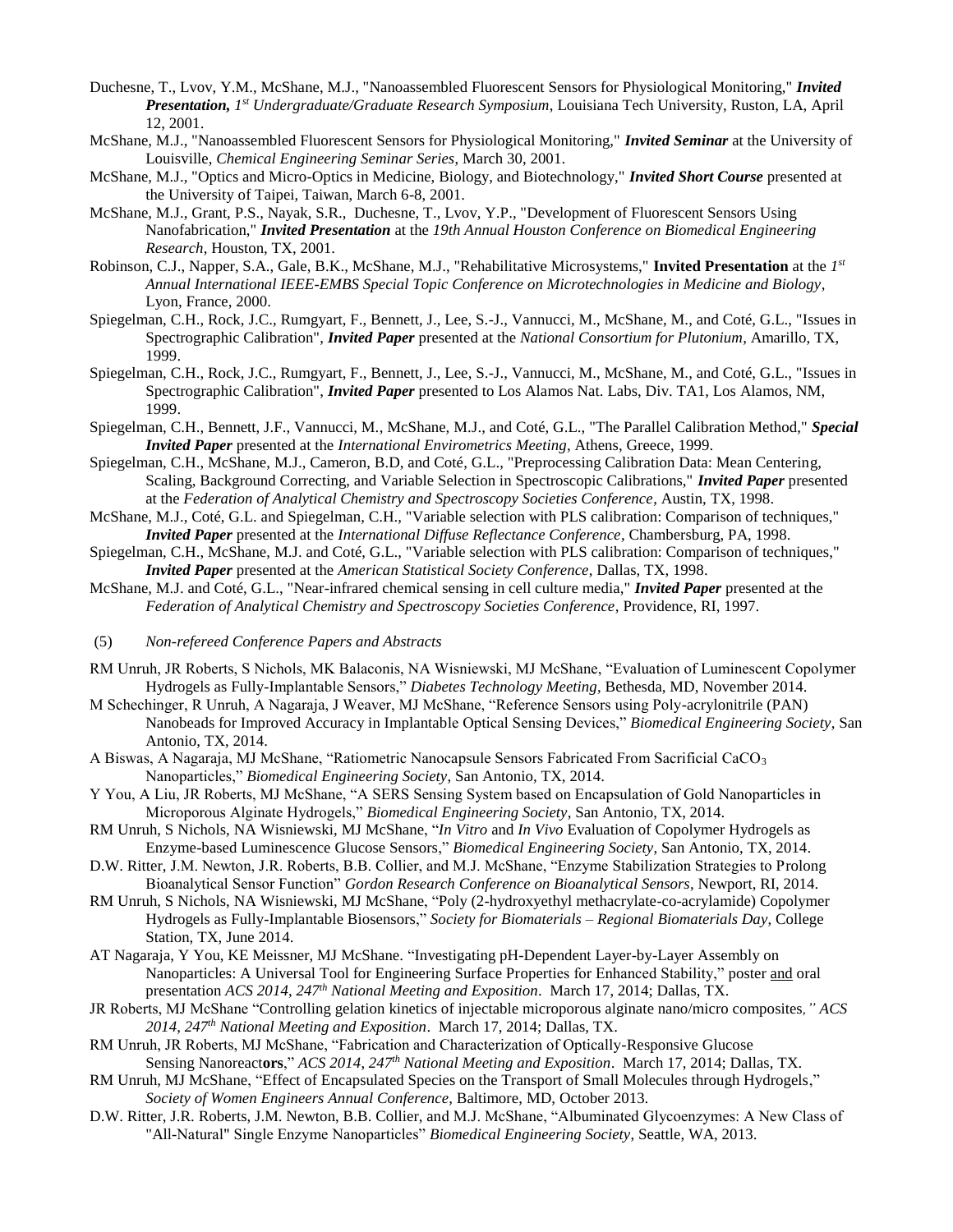Duchesne, T., Lvov, Y.M., McShane, M.J., "Nanoassembled Fluorescent Sensors for Physiological Monitoring," ***Invited Presentation,*** *1st Undergraduate/Graduate Research Symposium*, Louisiana Tech University, Ruston, LA, April 12, 2001.

McShane, M.J., "Nanoassembled Fluorescent Sensors for Physiological Monitoring," ***Invited Seminar*** at the University of Louisville, *Chemical Engineering Seminar Series*, March 30, 2001.

McShane, M.J., "Optics and Micro-Optics in Medicine, Biology, and Biotechnology," ***Invited Short Course*** presented at the University of Taipei, Taiwan, March 6-8, 2001.

McShane, M.J., Grant, P.S., Nayak, S.R., Duchesne, T., Lvov, Y.P., "Development of Fluorescent Sensors Using Nanofabrication," ***Invited Presentation*** at the *19th Annual Houston Conference on Biomedical Engineering Research*, Houston, TX, 2001.

Robinson, C.J., Napper, S.A., Gale, B.K., McShane, M.J., "Rehabilitative Microsystems," **Invited Presentation** at the *1st Annual International IEEE-EMBS Special Topic Conference on Microtechnologies in Medicine and Biology*, Lyon, France, 2000.

Spiegelman, C.H., Rock, J.C., Rumgyart, F., Bennett, J., Lee, S.-J., Vannucci, M., McShane, M., and Coté, G.L., "Issues in Spectrographic Calibration", ***Invited Paper*** presented at the *National Consortium for Plutonium*, Amarillo, TX, 1999.

Spiegelman, C.H., Rock, J.C., Rumgyart, F., Bennett, J., Lee, S.-J., Vannucci, M., McShane, M., and Coté, G.L., "Issues in Spectrographic Calibration", ***Invited Paper*** presented to Los Alamos Nat. Labs, Div. TA1, Los Alamos, NM, 1999.

Spiegelman, C.H., Bennett, J.F., Vannucci, M., McShane, M.J., and Coté, G.L., "The Parallel Calibration Method," ***Special Invited Paper*** presented at the *International Envirometrics Meeting*, Athens, Greece, 1999.

Spiegelman, C.H., McShane, M.J., Cameron, B.D, and Coté, G.L., "Preprocessing Calibration Data: Mean Centering, Scaling, Background Correcting, and Variable Selection in Spectroscopic Calibrations," ***Invited Paper*** presented at the *Federation of Analytical Chemistry and Spectroscopy Societies Conference*, Austin, TX, 1998.

McShane, M.J., Coté, G.L. and Spiegelman, C.H., "Variable selection with PLS calibration: Comparison of techniques," ***Invited Paper*** presented at the *International Diffuse Reflectance Conference*, Chambersburg, PA, 1998.

Spiegelman, C.H., McShane, M.J. and Coté, G.L., "Variable selection with PLS calibration: Comparison of techniques," ***Invited Paper*** presented at the *American Statistical Society Conference*, Dallas, TX, 1998.

McShane, M.J. and Coté, G.L., "Near-infrared chemical sensing in cell culture media," ***Invited Paper*** presented at the *Federation of Analytical Chemistry and Spectroscopy Societies Conference*, Providence, RI, 1997.

(5) *Non-refereed Conference Papers and Abstracts*

RM Unruh, JR Roberts, S Nichols, MK Balaconis, NA Wisniewski, MJ McShane, "Evaluation of Luminescent Copolymer Hydrogels as Fully-Implantable Sensors," *Diabetes Technology Meeting*, Bethesda, MD, November 2014.

M Schechinger, R Unruh, A Nagaraja, J Weaver, MJ McShane, "Reference Sensors using Poly-acrylonitrile (PAN) Nanobeads for Improved Accuracy in Implantable Optical Sensing Devices," *Biomedical Engineering Society*, San Antonio, TX, 2014.

A Biswas, A Nagaraja, MJ McShane, "Ratiometric Nanocapsule Sensors Fabricated From Sacrificial $CaCO_3$ Nanoparticles," *Biomedical Engineering Society*, San Antonio, TX, 2014.

Y You, A Liu, JR Roberts, MJ McShane, "A SERS Sensing System based on Encapsulation of Gold Nanoparticles in Microporous Alginate Hydrogels," *Biomedical Engineering Society*, San Antonio, TX, 2014.

RM Unruh, S Nichols, NA Wisniewski, MJ McShane, "*In Vitro* and *In Vivo* Evaluation of Copolymer Hydrogels as Enzyme-based Luminescence Glucose Sensors," *Biomedical Engineering Society*, San Antonio, TX, 2014.

D.W. Ritter, J.M. Newton, J.R. Roberts, B.B. Collier, and M.J. McShane, "Enzyme Stabilization Strategies to Prolong Bioanalytical Sensor Function" *Gordon Research Conference on Bioanalytical Sensors*, Newport, RI, 2014.

RM Unruh, S Nichols, NA Wisniewski, MJ McShane, "Poly (2-hydroxyethyl methacrylate-co-acrylamide) Copolymer Hydrogels as Fully-Implantable Biosensors," *Society for Biomaterials – Regional Biomaterials Day*, College Station, TX, June 2014.

AT Nagaraja, Y You, KE Meissner, MJ McShane. "Investigating pH-Dependent Layer-by-Layer Assembly on Nanoparticles: A Universal Tool for Engineering Surface Properties for Enhanced Stability," poster and oral presentation *ACS 2014, 247th National Meeting and Exposition*. March 17, 2014; Dallas, TX.

JR Roberts, MJ McShane "Controlling gelation kinetics of injectable microporous alginate nano/micro composites*," ACS 2014, 247th National Meeting and Exposition*. March 17, 2014; Dallas, TX.

RM Unruh, JR Roberts, MJ McShane, "Fabrication and Characterization of Optically-Responsive Glucose Sensing Nanoreact**ors**," *ACS 2014, 247th National Meeting and Exposition*. March 17, 2014; Dallas, TX.

RM Unruh, MJ McShane, "Effect of Encapsulated Species on the Transport of Small Molecules through Hydrogels," *Society of Women Engineers Annual Conference*, Baltimore, MD, October 2013.

D.W. Ritter, J.R. Roberts, J.M. Newton, B.B. Collier, and M.J. McShane, "Albuminated Glycoenzymes: A New Class of "All-Natural" Single Enzyme Nanoparticles" *Biomedical Engineering Society*, Seattle, WA, 2013.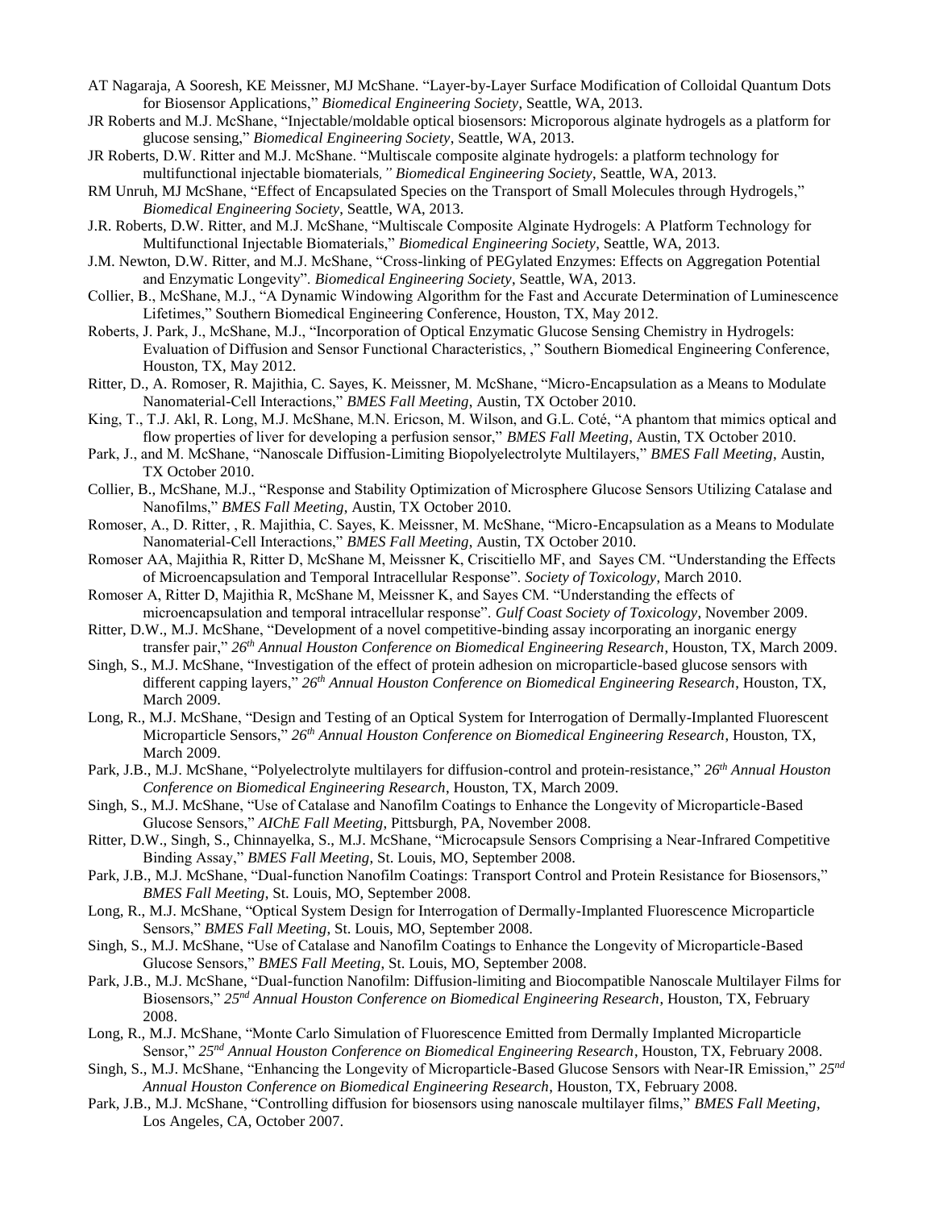AT Nagaraja, A Sooresh, KE Meissner, MJ McShane. "Layer-by-Layer Surface Modification of Colloidal Quantum Dots for Biosensor Applications," *Biomedical Engineering Society*, Seattle, WA, 2013.

JR Roberts and M.J. McShane, "Injectable/moldable optical biosensors: Microporous alginate hydrogels as a platform for glucose sensing," *Biomedical Engineering Society*, Seattle, WA, 2013.

JR Roberts, D.W. Ritter and M.J. McShane. "Multiscale composite alginate hydrogels: a platform technology for multifunctional injectable biomaterials*," Biomedical Engineering Society*, Seattle, WA, 2013.

RM Unruh, MJ McShane, "Effect of Encapsulated Species on the Transport of Small Molecules through Hydrogels," *Biomedical Engineering Society*, Seattle, WA, 2013.

J.R. Roberts, D.W. Ritter, and M.J. McShane, "Multiscale Composite Alginate Hydrogels: A Platform Technology for Multifunctional Injectable Biomaterials," *Biomedical Engineering Society*, Seattle, WA, 2013.

J.M. Newton, D.W. Ritter, and M.J. McShane, "Cross-linking of PEGylated Enzymes: Effects on Aggregation Potential and Enzymatic Longevity". *Biomedical Engineering Society*, Seattle, WA, 2013.

Collier, B., McShane, M.J., "A Dynamic Windowing Algorithm for the Fast and Accurate Determination of Luminescence Lifetimes," Southern Biomedical Engineering Conference, Houston, TX, May 2012.

Roberts, J. Park, J., McShane, M.J., "Incorporation of Optical Enzymatic Glucose Sensing Chemistry in Hydrogels: Evaluation of Diffusion and Sensor Functional Characteristics, ," Southern Biomedical Engineering Conference, Houston, TX, May 2012.

Ritter, D., A. Romoser, R. Majithia, C. Sayes, K. Meissner, M. McShane, "Micro-Encapsulation as a Means to Modulate Nanomaterial-Cell Interactions," *BMES Fall Meeting*, Austin, TX October 2010.

King, T., T.J. Akl, R. Long, M.J. McShane, M.N. Ericson, M. Wilson, and G.L. Coté, "A phantom that mimics optical and flow properties of liver for developing a perfusion sensor," *BMES Fall Meeting*, Austin, TX October 2010.

Park, J., and M. McShane, "Nanoscale Diffusion-Limiting Biopolyelectrolyte Multilayers," *BMES Fall Meeting*, Austin, TX October 2010.

Collier, B., McShane, M.J., "Response and Stability Optimization of Microsphere Glucose Sensors Utilizing Catalase and Nanofilms," *BMES Fall Meeting*, Austin, TX October 2010.

Romoser, A., D. Ritter, , R. Majithia, C. Sayes, K. Meissner, M. McShane, "Micro-Encapsulation as a Means to Modulate Nanomaterial-Cell Interactions," *BMES Fall Meeting*, Austin, TX October 2010.

Romoser AA, Majithia R, Ritter D, McShane M, Meissner K, Criscitiello MF, and Sayes CM. "Understanding the Effects of Microencapsulation and Temporal Intracellular Response". *Society of Toxicology*, March 2010.

Romoser A, Ritter D, Majithia R, McShane M, Meissner K, and Sayes CM. "Understanding the effects of microencapsulation and temporal intracellular response". *Gulf Coast Society of Toxicology*, November 2009.

Ritter, D.W., M.J. McShane, "Development of a novel competitive-binding assay incorporating an inorganic energy transfer pair," *26th Annual Houston Conference on Biomedical Engineering Research*, Houston, TX, March 2009.

Singh, S., M.J. McShane, "Investigation of the effect of protein adhesion on microparticle-based glucose sensors with different capping layers," *26th Annual Houston Conference on Biomedical Engineering Research*, Houston, TX, March 2009.

Long, R., M.J. McShane, "Design and Testing of an Optical System for Interrogation of Dermally-Implanted Fluorescent Microparticle Sensors," *26th Annual Houston Conference on Biomedical Engineering Research*, Houston, TX, March 2009.

Park, J.B., M.J. McShane, "Polyelectrolyte multilayers for diffusion-control and protein-resistance," *26th Annual Houston Conference on Biomedical Engineering Research*, Houston, TX, March 2009.

Singh, S., M.J. McShane, "Use of Catalase and Nanofilm Coatings to Enhance the Longevity of Microparticle-Based Glucose Sensors," *AIChE Fall Meeting*, Pittsburgh, PA, November 2008.

Ritter, D.W., Singh, S., Chinnayelka, S., M.J. McShane, "Microcapsule Sensors Comprising a Near-Infrared Competitive Binding Assay," *BMES Fall Meeting*, St. Louis, MO, September 2008.

Park, J.B., M.J. McShane, "Dual-function Nanofilm Coatings: Transport Control and Protein Resistance for Biosensors," *BMES Fall Meeting*, St. Louis, MO, September 2008.

Long, R., M.J. McShane, "Optical System Design for Interrogation of Dermally-Implanted Fluorescence Microparticle Sensors," *BMES Fall Meeting*, St. Louis, MO, September 2008.

Singh, S., M.J. McShane, "Use of Catalase and Nanofilm Coatings to Enhance the Longevity of Microparticle-Based Glucose Sensors," *BMES Fall Meeting*, St. Louis, MO, September 2008.

Park, J.B., M.J. McShane, "Dual-function Nanofilm: Diffusion-limiting and Biocompatible Nanoscale Multilayer Films for Biosensors," *25nd Annual Houston Conference on Biomedical Engineering Research*, Houston, TX, February 2008.

Long, R., M.J. McShane, "Monte Carlo Simulation of Fluorescence Emitted from Dermally Implanted Microparticle Sensor," *25nd Annual Houston Conference on Biomedical Engineering Research*, Houston, TX, February 2008.

Singh, S., M.J. McShane, "Enhancing the Longevity of Microparticle-Based Glucose Sensors with Near-IR Emission," *25nd Annual Houston Conference on Biomedical Engineering Research*, Houston, TX, February 2008.

Park, J.B., M.J. McShane, "Controlling diffusion for biosensors using nanoscale multilayer films," *BMES Fall Meeting*, Los Angeles, CA, October 2007.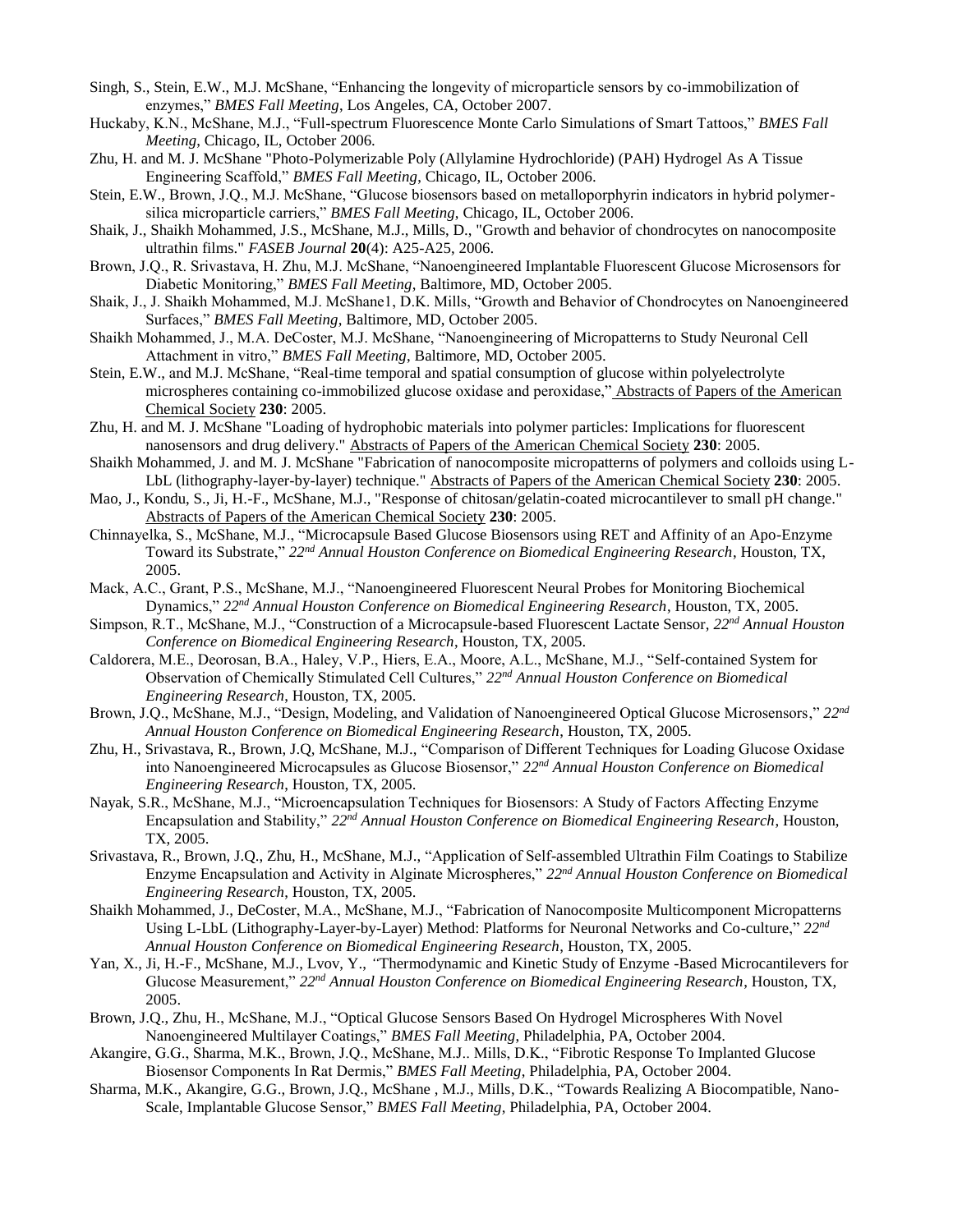Singh, S., Stein, E.W., M.J. McShane, "Enhancing the longevity of microparticle sensors by co-immobilization of enzymes," *BMES Fall Meeting*, Los Angeles, CA, October 2007.

Huckaby, K.N., McShane, M.J., "Full-spectrum Fluorescence Monte Carlo Simulations of Smart Tattoos," *BMES Fall Meeting*, Chicago, IL, October 2006.

Zhu, H. and M. J. McShane "Photo-Polymerizable Poly (Allylamine Hydrochloride) (PAH) Hydrogel As A Tissue Engineering Scaffold," *BMES Fall Meeting*, Chicago, IL, October 2006.

Stein, E.W., Brown, J.Q., M.J. McShane, "Glucose biosensors based on metalloporphyrin indicators in hybrid polymer-silica microparticle carriers," *BMES Fall Meeting*, Chicago, IL, October 2006.

Shaik, J., Shaikh Mohammed, J.S., McShane, M.J., Mills, D., "Growth and behavior of chondrocytes on nanocomposite ultrathin films." *FASEB Journal* **20**(4): A25-A25, 2006.

Brown, J.Q., R. Srivastava, H. Zhu, M.J. McShane, "Nanoengineered Implantable Fluorescent Glucose Microsensors for Diabetic Monitoring," *BMES Fall Meeting*, Baltimore, MD, October 2005.

Shaik, J., J. Shaikh Mohammed, M.J. McShane1, D.K. Mills, "Growth and Behavior of Chondrocytes on Nanoengineered Surfaces," *BMES Fall Meeting*, Baltimore, MD, October 2005.

Shaikh Mohammed, J., M.A. DeCoster, M.J. McShane, "Nanoengineering of Micropatterns to Study Neuronal Cell Attachment in vitro," *BMES Fall Meeting*, Baltimore, MD, October 2005.

Stein, E.W., and M.J. McShane, "Real-time temporal and spatial consumption of glucose within polyelectrolyte microspheres containing co-immobilized glucose oxidase and peroxidase," Abstracts of Papers of the American Chemical Society **230**: 2005.

Zhu, H. and M. J. McShane "Loading of hydrophobic materials into polymer particles: Implications for fluorescent nanosensors and drug delivery." Abstracts of Papers of the American Chemical Society **230**: 2005.

Shaikh Mohammed, J. and M. J. McShane "Fabrication of nanocomposite micropatterns of polymers and colloids using L-LbL (lithography-layer-by-layer) technique." Abstracts of Papers of the American Chemical Society **230**: 2005.

Mao, J., Kondu, S., Ji, H.-F., McShane, M.J., "Response of chitosan/gelatin-coated microcantilever to small pH change." Abstracts of Papers of the American Chemical Society **230**: 2005.

Chinnayelka, S., McShane, M.J., "Microcapsule Based Glucose Biosensors using RET and Affinity of an Apo-Enzyme Toward its Substrate," *22nd Annual Houston Conference on Biomedical Engineering Research*, Houston, TX, 2005.

Mack, A.C., Grant, P.S., McShane, M.J., "Nanoengineered Fluorescent Neural Probes for Monitoring Biochemical Dynamics," *22nd Annual Houston Conference on Biomedical Engineering Research*, Houston, TX, 2005.

Simpson, R.T., McShane, M.J., "Construction of a Microcapsule-based Fluorescent Lactate Sensor, *22nd Annual Houston Conference on Biomedical Engineering Research*, Houston, TX, 2005.

Caldorera, M.E., Deorosan, B.A., Haley, V.P., Hiers, E.A., Moore, A.L., McShane, M.J., "Self-contained System for Observation of Chemically Stimulated Cell Cultures," *22nd Annual Houston Conference on Biomedical Engineering Research*, Houston, TX, 2005.

Brown, J.Q., McShane, M.J., "Design, Modeling, and Validation of Nanoengineered Optical Glucose Microsensors," *22nd Annual Houston Conference on Biomedical Engineering Research*, Houston, TX, 2005.

Zhu, H., Srivastava, R., Brown, J.Q, McShane, M.J., "Comparison of Different Techniques for Loading Glucose Oxidase into Nanoengineered Microcapsules as Glucose Biosensor," *22nd Annual Houston Conference on Biomedical Engineering Research*, Houston, TX, 2005.

Nayak, S.R., McShane, M.J., "Microencapsulation Techniques for Biosensors: A Study of Factors Affecting Enzyme Encapsulation and Stability," *22nd Annual Houston Conference on Biomedical Engineering Research*, Houston, TX, 2005.

Srivastava, R., Brown, J.Q., Zhu, H., McShane, M.J., "Application of Self-assembled Ultrathin Film Coatings to Stabilize Enzyme Encapsulation and Activity in Alginate Microspheres," *22nd Annual Houston Conference on Biomedical Engineering Research*, Houston, TX, 2005.

Shaikh Mohammed, J., DeCoster, M.A., McShane, M.J., "Fabrication of Nanocomposite Multicomponent Micropatterns Using L-LbL (Lithography-Layer-by-Layer) Method: Platforms for Neuronal Networks and Co-culture," *22nd Annual Houston Conference on Biomedical Engineering Research*, Houston, TX, 2005.

Yan, X., Ji, H.-F., McShane, M.J., Lvov, Y., "Thermodynamic and Kinetic Study of Enzyme -Based Microcantilevers for Glucose Measurement," *22nd Annual Houston Conference on Biomedical Engineering Research*, Houston, TX, 2005.

Brown, J.Q., Zhu, H., McShane, M.J., "Optical Glucose Sensors Based On Hydrogel Microspheres With Novel Nanoengineered Multilayer Coatings," *BMES Fall Meeting*, Philadelphia, PA, October 2004.

Akangire, G.G., Sharma, M.K., Brown, J.Q., McShane, M.J.. Mills, D.K., "Fibrotic Response To Implanted Glucose Biosensor Components In Rat Dermis," *BMES Fall Meeting*, Philadelphia, PA, October 2004.

Sharma, M.K., Akangire, G.G., Brown, J.Q., McShane , M.J., Mills, D.K., "Towards Realizing A Biocompatible, Nano-Scale, Implantable Glucose Sensor," *BMES Fall Meeting*, Philadelphia, PA, October 2004.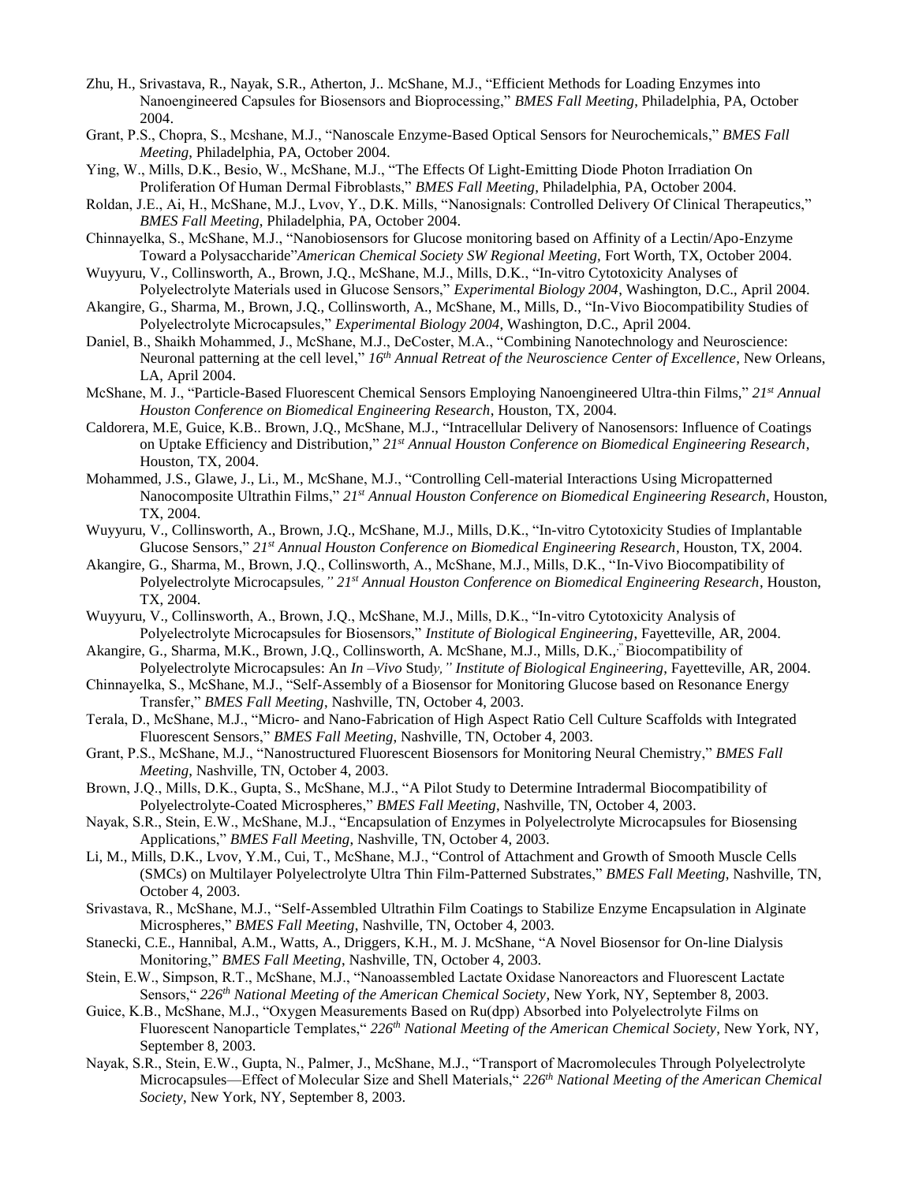Zhu, H., Srivastava, R., Nayak, S.R., Atherton, J.. McShane, M.J., "Efficient Methods for Loading Enzymes into Nanoengineered Capsules for Biosensors and Bioprocessing," *BMES Fall Meeting*, Philadelphia, PA, October 2004.

Grant, P.S., Chopra, S., Mcshane, M.J., "Nanoscale Enzyme-Based Optical Sensors for Neurochemicals," *BMES Fall Meeting*, Philadelphia, PA, October 2004.

Ying, W., Mills, D.K., Besio, W., McShane, M.J., "The Effects Of Light-Emitting Diode Photon Irradiation On Proliferation Of Human Dermal Fibroblasts," *BMES Fall Meeting*, Philadelphia, PA, October 2004.

Roldan, J.E., Ai, H., McShane, M.J., Lvov, Y., D.K. Mills, "Nanosignals: Controlled Delivery Of Clinical Therapeutics," *BMES Fall Meeting*, Philadelphia, PA, October 2004.

Chinnayelka, S., McShane, M.J., "Nanobiosensors for Glucose monitoring based on Affinity of a Lectin/Apo-Enzyme Toward a Polysaccharide"*American Chemical Society SW Regional Meeting,* Fort Worth, TX, October 2004.

Wuyyuru, V., Collinsworth, A., Brown, J.Q., McShane, M.J., Mills, D.K., "In-vitro Cytotoxicity Analyses of Polyelectrolyte Materials used in Glucose Sensors," *Experimental Biology 2004*, Washington, D.C., April 2004.

Akangire, G., Sharma, M., Brown, J.Q., Collinsworth, A., McShane, M., Mills, D., "In-Vivo Biocompatibility Studies of Polyelectrolyte Microcapsules," *Experimental Biology 2004*, Washington, D.C., April 2004.

Daniel, B., Shaikh Mohammed, J., McShane, M.J., DeCoster, M.A., "Combining Nanotechnology and Neuroscience: Neuronal patterning at the cell level," *16th Annual Retreat of the Neuroscience Center of Excellence*, New Orleans, LA, April 2004.

McShane, M. J., "Particle-Based Fluorescent Chemical Sensors Employing Nanoengineered Ultra-thin Films," *21st Annual Houston Conference on Biomedical Engineering Research*, Houston, TX, 2004.

Caldorera, M.E, Guice, K.B.. Brown, J.Q., McShane, M.J., "Intracellular Delivery of Nanosensors: Influence of Coatings on Uptake Efficiency and Distribution," *21st Annual Houston Conference on Biomedical Engineering Research*, Houston, TX, 2004.

Mohammed, J.S., Glawe, J., Li., M., McShane, M.J., "Controlling Cell-material Interactions Using Micropatterned Nanocomposite Ultrathin Films," *21st Annual Houston Conference on Biomedical Engineering Research*, Houston, TX, 2004.

Wuyyuru, V., Collinsworth, A., Brown, J.Q., McShane, M.J., Mills, D.K., "In-vitro Cytotoxicity Studies of Implantable Glucose Sensors," *21st Annual Houston Conference on Biomedical Engineering Research*, Houston, TX, 2004.

Akangire, G., Sharma, M., Brown, J.Q., Collinsworth, A., McShane, M.J., Mills, D.K., "In-Vivo Biocompatibility of Polyelectrolyte Microcapsules*," 21st Annual Houston Conference on Biomedical Engineering Research*, Houston, TX, 2004.

Wuyyuru, V., Collinsworth, A., Brown, J.Q., McShane, M.J., Mills, D.K., "In-vitro Cytotoxicity Analysis of Polyelectrolyte Microcapsules for Biosensors," *Institute of Biological Engineering*, Fayetteville, AR, 2004.

Akangire, G., Sharma, M.K., Brown, J.Q., Collinsworth, A. McShane, M.J., Mills, D.K.," Biocompatibility of Polyelectrolyte Microcapsules: An *In –Vivo* Stud*y," Institute of Biological Engineering*, Fayetteville, AR, 2004.

Chinnayelka, S., McShane, M.J., "Self-Assembly of a Biosensor for Monitoring Glucose based on Resonance Energy Transfer," *BMES Fall Meeting*, Nashville, TN, October 4, 2003.

Terala, D., McShane, M.J., "Micro- and Nano-Fabrication of High Aspect Ratio Cell Culture Scaffolds with Integrated Fluorescent Sensors," *BMES Fall Meeting*, Nashville, TN, October 4, 2003.

Grant, P.S., McShane, M.J., "Nanostructured Fluorescent Biosensors for Monitoring Neural Chemistry," *BMES Fall Meeting*, Nashville, TN, October 4, 2003.

Brown, J.Q., Mills, D.K., Gupta, S., McShane, M.J., "A Pilot Study to Determine Intradermal Biocompatibility of Polyelectrolyte-Coated Microspheres," *BMES Fall Meeting*, Nashville, TN, October 4, 2003.

Nayak, S.R., Stein, E.W., McShane, M.J., "Encapsulation of Enzymes in Polyelectrolyte Microcapsules for Biosensing Applications," *BMES Fall Meeting*, Nashville, TN, October 4, 2003.

Li, M., Mills, D.K., Lvov, Y.M., Cui, T., McShane, M.J., "Control of Attachment and Growth of Smooth Muscle Cells (SMCs) on Multilayer Polyelectrolyte Ultra Thin Film-Patterned Substrates," *BMES Fall Meeting*, Nashville, TN, October 4, 2003.

Srivastava, R., McShane, M.J., "Self-Assembled Ultrathin Film Coatings to Stabilize Enzyme Encapsulation in Alginate Microspheres," *BMES Fall Meeting*, Nashville, TN, October 4, 2003.

Stanecki, C.E., Hannibal, A.M., Watts, A., Driggers, K.H., M. J. McShane, "A Novel Biosensor for On-line Dialysis Monitoring," *BMES Fall Meeting*, Nashville, TN, October 4, 2003.

Stein, E.W., Simpson, R.T., McShane, M.J., "Nanoassembled Lactate Oxidase Nanoreactors and Fluorescent Lactate Sensors," *226th National Meeting of the American Chemical Society*, New York, NY, September 8, 2003.

Guice, K.B., McShane, M.J., "Oxygen Measurements Based on Ru(dpp) Absorbed into Polyelectrolyte Films on Fluorescent Nanoparticle Templates," *226th National Meeting of the American Chemical Society*, New York, NY, September 8, 2003.

Nayak, S.R., Stein, E.W., Gupta, N., Palmer, J., McShane, M.J., "Transport of Macromolecules Through Polyelectrolyte Microcapsules—Effect of Molecular Size and Shell Materials," *226th National Meeting of the American Chemical Society*, New York, NY, September 8, 2003.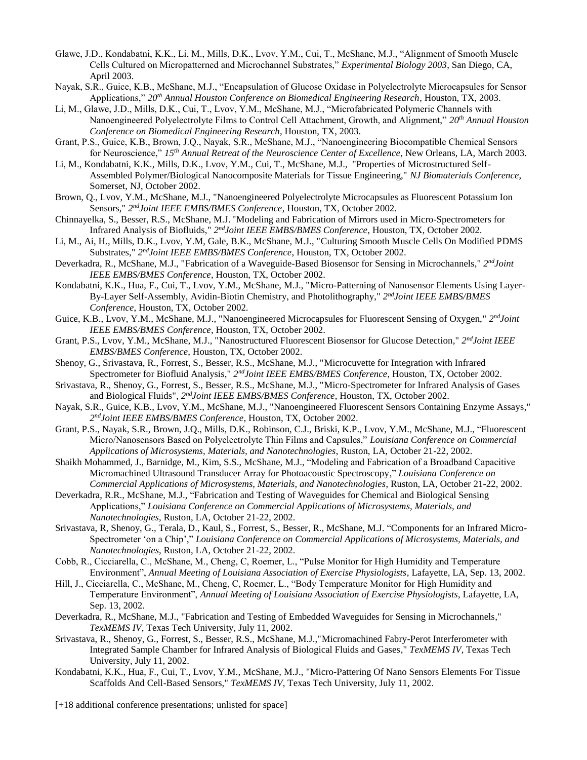Glawe, J.D., Kondabatni, K.K., Li, M., Mills, D.K., Lvov, Y.M., Cui, T., McShane, M.J., "Alignment of Smooth Muscle Cells Cultured on Micropatterned and Microchannel Substrates," *Experimental Biology 2003*, San Diego, CA, April 2003.

Nayak, S.R., Guice, K.B., McShane, M.J., "Encapsulation of Glucose Oxidase in Polyelectrolyte Microcapsules for Sensor Applications," *20th Annual Houston Conference on Biomedical Engineering Research*, Houston, TX, 2003.

Li, M., Glawe, J.D., Mills, D.K., Cui, T., Lvov, Y.M., McShane, M.J., "Microfabricated Polymeric Channels with Nanoengineered Polyelectrolyte Films to Control Cell Attachment, Growth, and Alignment," *20th Annual Houston Conference on Biomedical Engineering Research*, Houston, TX, 2003.

Grant, P.S., Guice, K.B., Brown, J.Q., Nayak, S.R., McShane, M.J., "Nanoengineering Biocompatible Chemical Sensors for Neuroscience," *15th Annual Retreat of the Neuroscience Center of Excellence*, New Orleans, LA, March 2003.

Li, M., Kondabatni, K.K., Mills, D.K., Lvov, Y.M., Cui, T., McShane, M.J., "Properties of Microstructured Self-Assembled Polymer/Biological Nanocomposite Materials for Tissue Engineering," *NJ Biomaterials Conference*, Somerset, NJ, October 2002.

Brown, Q., Lvov, Y.M., McShane, M.J., "Nanoengineered Polyelectrolyte Microcapsules as Fluorescent Potassium Ion Sensors," *2nd Joint IEEE EMBS/BMES Conference*, Houston, TX, October 2002.

Chinnayelka, S., Besser, R.S., McShane, M.J. "Modeling and Fabrication of Mirrors used in Micro-Spectrometers for Infrared Analysis of Biofluids," *2nd Joint IEEE EMBS/BMES Conference*, Houston, TX, October 2002.

Li, M., Ai, H., Mills, D.K., Lvov, Y.M, Gale, B.K., McShane, M.J., "Culturing Smooth Muscle Cells On Modified PDMS Substrates," *2nd Joint IEEE EMBS/BMES Conference*, Houston, TX, October 2002.

Deverkadra, R., McShane, M.J., "Fabrication of a Waveguide-Based Biosensor for Sensing in Microchannels," *2nd Joint IEEE EMBS/BMES Conference*, Houston, TX, October 2002.

Kondabatni, K.K., Hua, F., Cui, T., Lvov, Y.M., McShane, M.J., "Micro-Patterning of Nanosensor Elements Using Layer-By-Layer Self-Assembly, Avidin-Biotin Chemistry, and Photolithography," *2nd Joint IEEE EMBS/BMES Conference*, Houston, TX, October 2002.

Guice, K.B., Lvov, Y.M., McShane, M.J., "Nanoengineered Microcapsules for Fluorescent Sensing of Oxygen," *2nd Joint IEEE EMBS/BMES Conference*, Houston, TX, October 2002.

Grant, P.S., Lvov, Y.M., McShane, M.J., "Nanostructured Fluorescent Biosensor for Glucose Detection," *2nd Joint IEEE EMBS/BMES Conference*, Houston, TX, October 2002.

Shenoy, G., Srivastava, R., Forrest, S., Besser, R.S., McShane, M.J., "Microcuvette for Integration with Infrared Spectrometer for Biofluid Analysis," *2nd Joint IEEE EMBS/BMES Conference*, Houston, TX, October 2002.

Srivastava, R., Shenoy, G., Forrest, S., Besser, R.S., McShane, M.J., "Micro-Spectrometer for Infrared Analysis of Gases and Biological Fluids", *2nd Joint IEEE EMBS/BMES Conference*, Houston, TX, October 2002.

Nayak, S.R., Guice, K.B., Lvov, Y.M., McShane, M.J., "Nanoengineered Fluorescent Sensors Containing Enzyme Assays," *2nd Joint IEEE EMBS/BMES Conference*, Houston, TX, October 2002.

Grant, P.S., Nayak, S.R., Brown, J.Q., Mills, D.K., Robinson, C.J., Briski, K.P., Lvov, Y.M., McShane, M.J., "Fluorescent Micro/Nanosensors Based on Polyelectrolyte Thin Films and Capsules," *Louisiana Conference on Commercial Applications of Microsystems, Materials, and Nanotechnologies*, Ruston, LA, October 21-22, 2002.

Shaikh Mohammed, J., Barnidge, M., Kim, S.S., McShane, M.J., "Modeling and Fabrication of a Broadband Capacitive Micromachined Ultrasound Transducer Array for Photoacoustic Spectroscopy," *Louisiana Conference on Commercial Applications of Microsystems, Materials, and Nanotechnologies*, Ruston, LA, October 21-22, 2002.

Deverkadra, R.R., McShane, M.J., "Fabrication and Testing of Waveguides for Chemical and Biological Sensing Applications," *Louisiana Conference on Commercial Applications of Microsystems, Materials, and Nanotechnologies*, Ruston, LA, October 21-22, 2002.

Srivastava, R, Shenoy, G., Terala, D., Kaul, S., Forrest, S., Besser, R., McShane, M.J. "Components for an Infrared Micro-Spectrometer 'on a Chip'," *Louisiana Conference on Commercial Applications of Microsystems, Materials, and Nanotechnologies*, Ruston, LA, October 21-22, 2002.

Cobb, R., Cicciarella, C., McShane, M., Cheng, C, Roemer, L., "Pulse Monitor for High Humidity and Temperature Environment", *Annual Meeting of Louisiana Association of Exercise Physiologists*, Lafayette, LA, Sep. 13, 2002.

Hill, J., Cicciarella, C., McShane, M., Cheng, C, Roemer, L., "Body Temperature Monitor for High Humidity and Temperature Environment", *Annual Meeting of Louisiana Association of Exercise Physiologists*, Lafayette, LA, Sep. 13, 2002.

Deverkadra, R., McShane, M.J., "Fabrication and Testing of Embedded Waveguides for Sensing in Microchannels," *TexMEMS IV*, Texas Tech University, July 11, 2002.

Srivastava, R., Shenoy, G., Forrest, S., Besser, R.S., McShane, M.J.,"Micromachined Fabry-Perot Interferometer with Integrated Sample Chamber for Infrared Analysis of Biological Fluids and Gases," *TexMEMS IV*, Texas Tech University, July 11, 2002.

Kondabatni, K.K., Hua, F., Cui, T., Lvov, Y.M., McShane, M.J., "Micro-Pattering Of Nano Sensors Elements For Tissue Scaffolds And Cell-Based Sensors," *TexMEMS IV*, Texas Tech University, July 11, 2002.

[+18 additional conference presentations; unlisted for space]